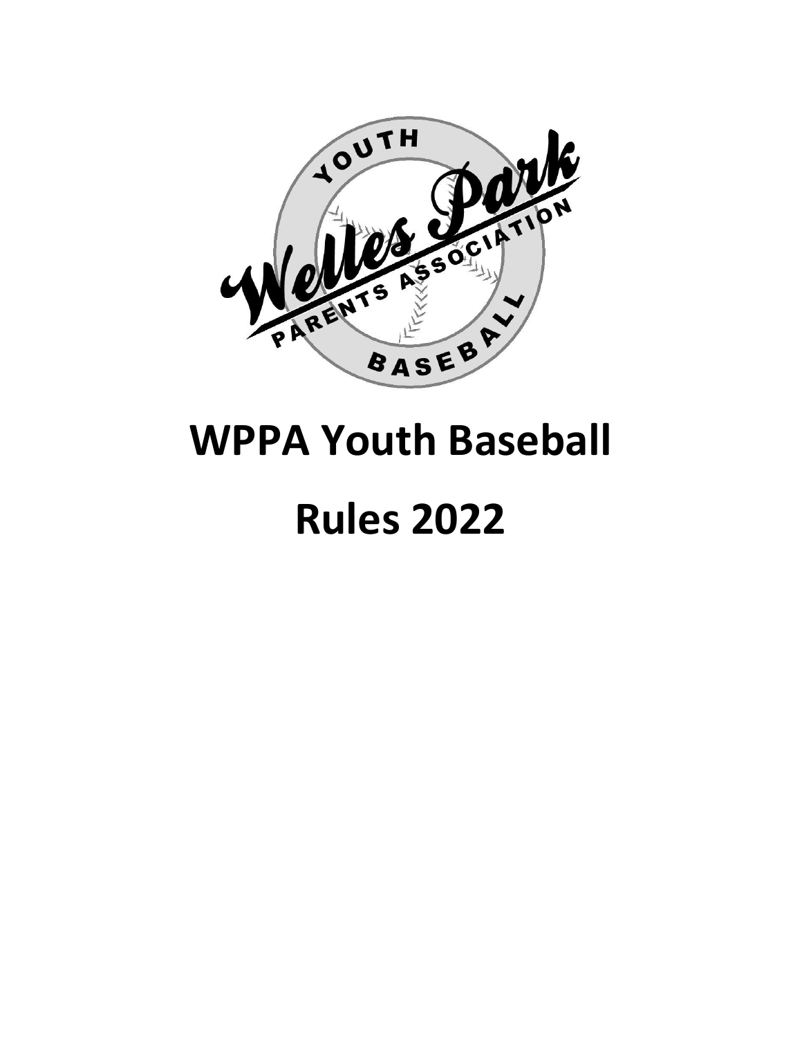# WPPA Youth Baseball

# Rules 2022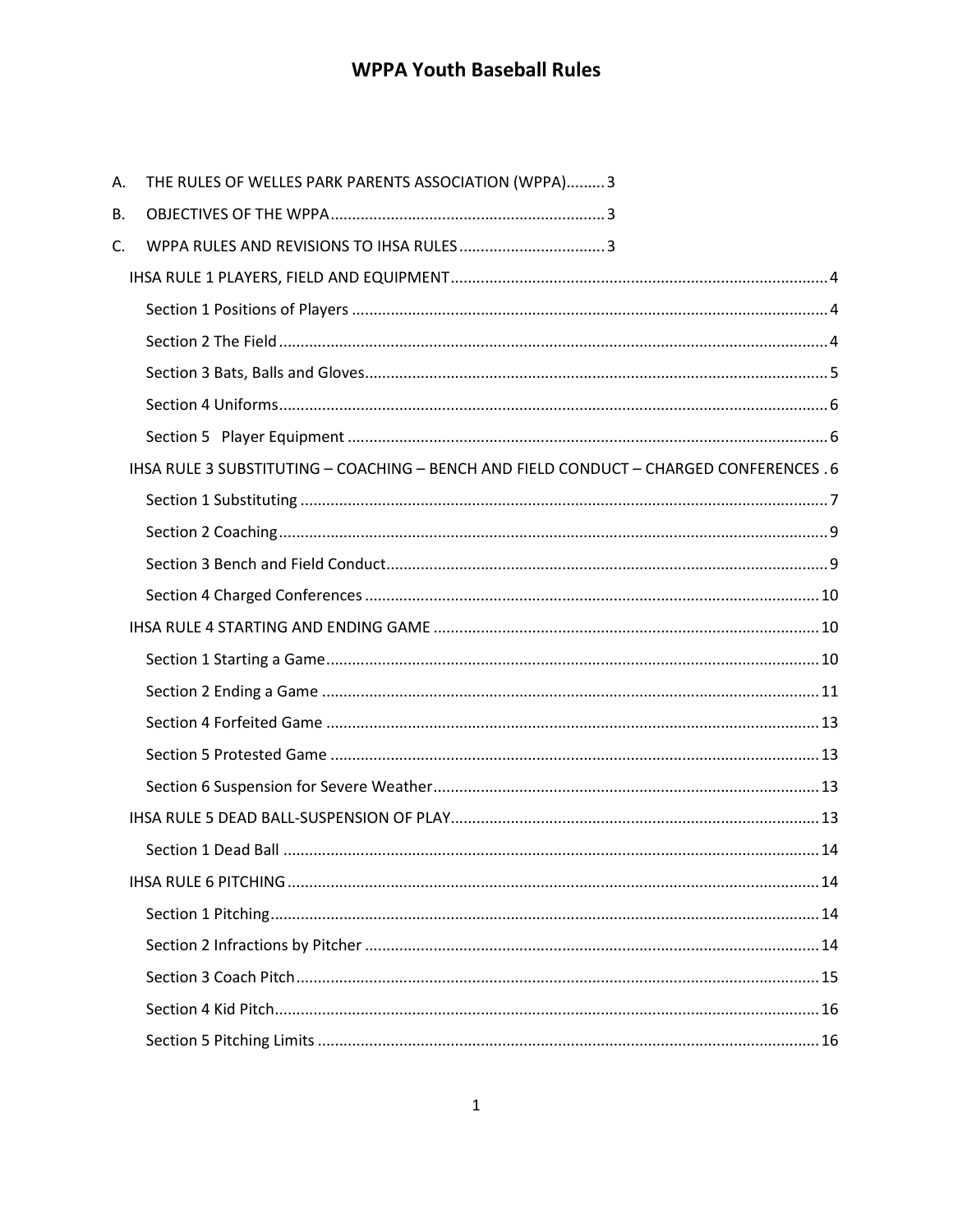# WPPA Youth Baseball Rules

A. THE RULES OF WELLES PARK PARENTS ASSOCIATION (WPPA) ......... 3

B. OBJECTIVES OF THE WPPA ......... 3

C. WPPA RULES AND REVISIONS TO IHSA RULES ......... 3

- IHSA RULE 1 PLAYERS, FIELD AND EQUIPMENT ......... 4
  - Section 1 Positions of Players ......... 4
  - Section 2 The Field ......... 4
  - Section 3 Bats, Balls and Gloves ......... 5
  - Section 4 Uniforms ......... 6
  - Section 5 Player Equipment ......... 6
- IHSA RULE 3 SUBSTITUTING – COACHING – BENCH AND FIELD CONDUCT – CHARGED CONFERENCES . 6
  - Section 1 Substituting ......... 7
  - Section 2 Coaching ......... 9
  - Section 3 Bench and Field Conduct ......... 9
  - Section 4 Charged Conferences ......... 10
- IHSA RULE 4 STARTING AND ENDING GAME ......... 10
  - Section 1 Starting a Game ......... 10
  - Section 2 Ending a Game ......... 11
  - Section 4 Forfeited Game ......... 13
  - Section 5 Protested Game ......... 13
  - Section 6 Suspension for Severe Weather ......... 13
- IHSA RULE 5 DEAD BALL-SUSPENSION OF PLAY ......... 13
  - Section 1 Dead Ball ......... 14
- IHSA RULE 6 PITCHING ......... 14
  - Section 1 Pitching ......... 14
  - Section 2 Infractions by Pitcher ......... 14
  - Section 3 Coach Pitch ......... 15
  - Section 4 Kid Pitch ......... 16
  - Section 5 Pitching Limits ......... 16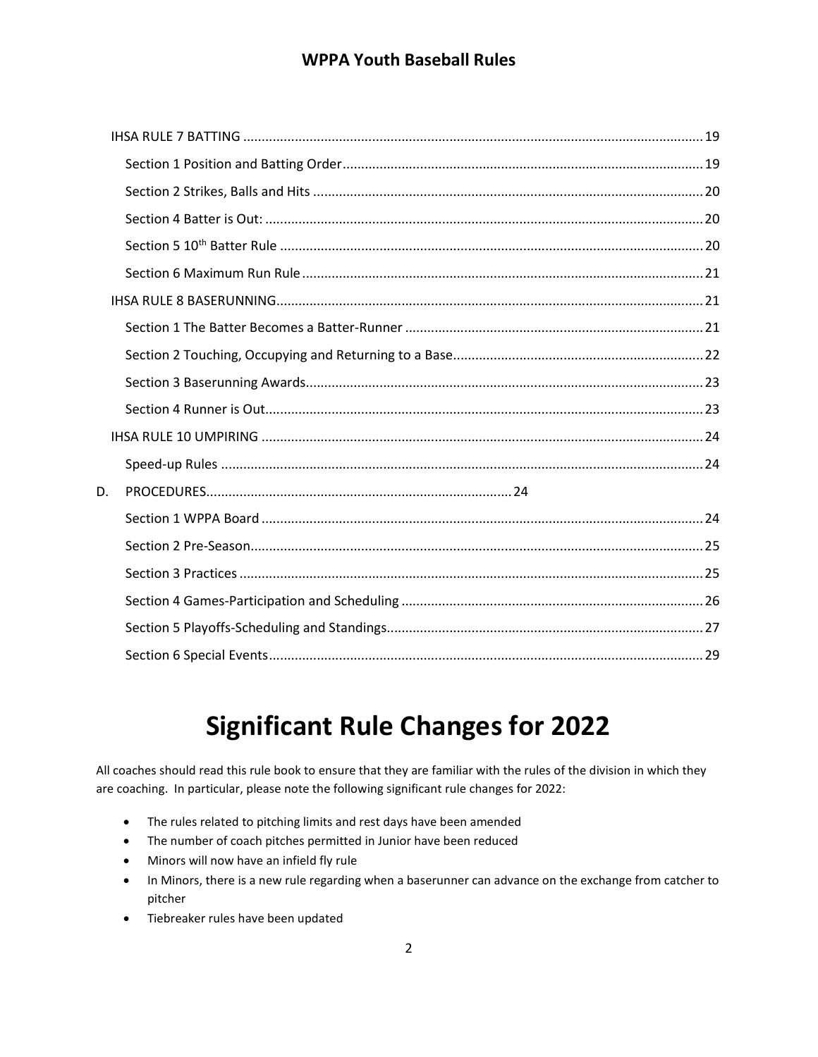IHSA RULE 7 BATTING ..... 19

Section 1 Position and Batting Order ..... 19

Section 2 Strikes, Balls and Hits ..... 20

Section 4 Batter is Out: ..... 20

Section 5 10th Batter Rule ..... 20

Section 6 Maximum Run Rule ..... 21

IHSA RULE 8 BASERUNNING ..... 21

Section 1 The Batter Becomes a Batter-Runner ..... 21

Section 2 Touching, Occupying and Returning to a Base ..... 22

Section 3 Baserunning Awards ..... 23

Section 4 Runner is Out ..... 23

IHSA RULE 10 UMPIRING ..... 24

Speed-up Rules ..... 24

D. PROCEDURES ..... 24

Section 1 WPPA Board ..... 24

Section 2 Pre-Season ..... 25

Section 3 Practices ..... 25

Section 4 Games-Participation and Scheduling ..... 26

Section 5 Playoffs-Scheduling and Standings ..... 27

Section 6 Special Events ..... 29

# Significant Rule Changes for 2022

All coaches should read this rule book to ensure that they are familiar with the rules of the division in which they are coaching. In particular, please note the following significant rule changes for 2022:

- The rules related to pitching limits and rest days have been amended
- The number of coach pitches permitted in Junior have been reduced
- Minors will now have an infield fly rule
- In Minors, there is a new rule regarding when a baserunner can advance on the exchange from catcher to pitcher
- Tiebreaker rules have been updated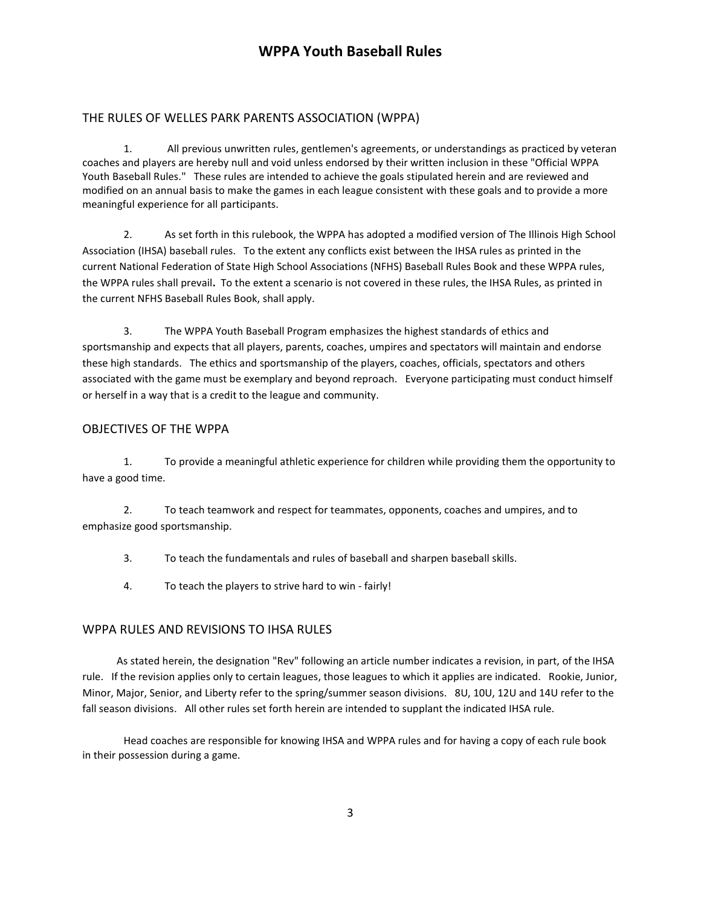# WPPA Youth Baseball Rules

## THE RULES OF WELLES PARK PARENTS ASSOCIATION (WPPA)

1. All previous unwritten rules, gentlemen's agreements, or understandings as practiced by veteran coaches and players are hereby null and void unless endorsed by their written inclusion in these "Official WPPA Youth Baseball Rules." These rules are intended to achieve the goals stipulated herein and are reviewed and modified on an annual basis to make the games in each league consistent with these goals and to provide a more meaningful experience for all participants.

2. As set forth in this rulebook, the WPPA has adopted a modified version of The Illinois High School Association (IHSA) baseball rules. To the extent any conflicts exist between the IHSA rules as printed in the current National Federation of State High School Associations (NFHS) Baseball Rules Book and these WPPA rules, the WPPA rules shall prevail**.** To the extent a scenario is not covered in these rules, the IHSA Rules, as printed in the current NFHS Baseball Rules Book, shall apply.

3. The WPPA Youth Baseball Program emphasizes the highest standards of ethics and sportsmanship and expects that all players, parents, coaches, umpires and spectators will maintain and endorse these high standards. The ethics and sportsmanship of the players, coaches, officials, spectators and others associated with the game must be exemplary and beyond reproach. Everyone participating must conduct himself or herself in a way that is a credit to the league and community.

## OBJECTIVES OF THE WPPA

1. To provide a meaningful athletic experience for children while providing them the opportunity to have a good time.

2. To teach teamwork and respect for teammates, opponents, coaches and umpires, and to emphasize good sportsmanship.

3. To teach the fundamentals and rules of baseball and sharpen baseball skills.

4. To teach the players to strive hard to win - fairly!

## WPPA RULES AND REVISIONS TO IHSA RULES

As stated herein, the designation "Rev" following an article number indicates a revision, in part, of the IHSA rule. If the revision applies only to certain leagues, those leagues to which it applies are indicated. Rookie, Junior, Minor, Major, Senior, and Liberty refer to the spring/summer season divisions. 8U, 10U, 12U and 14U refer to the fall season divisions. All other rules set forth herein are intended to supplant the indicated IHSA rule.

Head coaches are responsible for knowing IHSA and WPPA rules and for having a copy of each rule book in their possession during a game.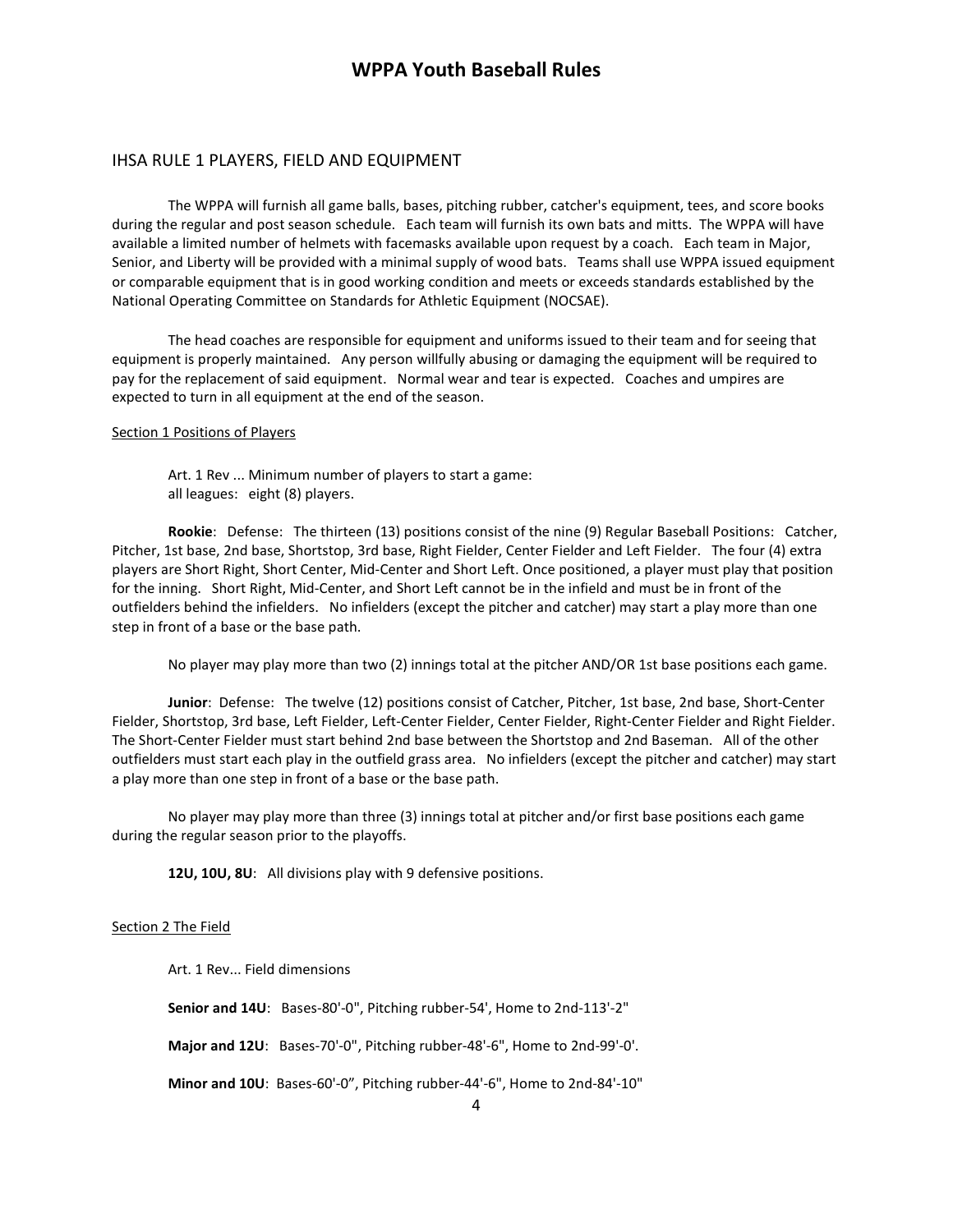# WPPA Youth Baseball Rules

## IHSA RULE 1 PLAYERS, FIELD AND EQUIPMENT

The WPPA will furnish all game balls, bases, pitching rubber, catcher's equipment, tees, and score books during the regular and post season schedule. Each team will furnish its own bats and mitts. The WPPA will have available a limited number of helmets with facemasks available upon request by a coach. Each team in Major, Senior, and Liberty will be provided with a minimal supply of wood bats. Teams shall use WPPA issued equipment or comparable equipment that is in good working condition and meets or exceeds standards established by the National Operating Committee on Standards for Athletic Equipment (NOCSAE).

The head coaches are responsible for equipment and uniforms issued to their team and for seeing that equipment is properly maintained. Any person willfully abusing or damaging the equipment will be required to pay for the replacement of said equipment. Normal wear and tear is expected. Coaches and umpires are expected to turn in all equipment at the end of the season.

### Section 1 Positions of Players

Art. 1 Rev ... Minimum number of players to start a game:
all leagues: eight (8) players.

**Rookie**: Defense: The thirteen (13) positions consist of the nine (9) Regular Baseball Positions: Catcher, Pitcher, 1st base, 2nd base, Shortstop, 3rd base, Right Fielder, Center Fielder and Left Fielder. The four (4) extra players are Short Right, Short Center, Mid-Center and Short Left. Once positioned, a player must play that position for the inning. Short Right, Mid-Center, and Short Left cannot be in the infield and must be in front of the outfielders behind the infielders. No infielders (except the pitcher and catcher) may start a play more than one step in front of a base or the base path.

No player may play more than two (2) innings total at the pitcher AND/OR 1st base positions each game.

**Junior**: Defense: The twelve (12) positions consist of Catcher, Pitcher, 1st base, 2nd base, Short-Center Fielder, Shortstop, 3rd base, Left Fielder, Left-Center Fielder, Center Fielder, Right-Center Fielder and Right Fielder. The Short-Center Fielder must start behind 2nd base between the Shortstop and 2nd Baseman. All of the other outfielders must start each play in the outfield grass area. No infielders (except the pitcher and catcher) may start a play more than one step in front of a base or the base path.

No player may play more than three (3) innings total at pitcher and/or first base positions each game during the regular season prior to the playoffs.

**12U, 10U, 8U**: All divisions play with 9 defensive positions.

### Section 2 The Field

Art. 1 Rev... Field dimensions

**Senior and 14U**: Bases-80'-0", Pitching rubber-54', Home to 2nd-113'-2"

**Major and 12U**: Bases-70'-0", Pitching rubber-48'-6", Home to 2nd-99'-0'.

**Minor and 10U**: Bases-60'-0”, Pitching rubber-44'-6", Home to 2nd-84'-10"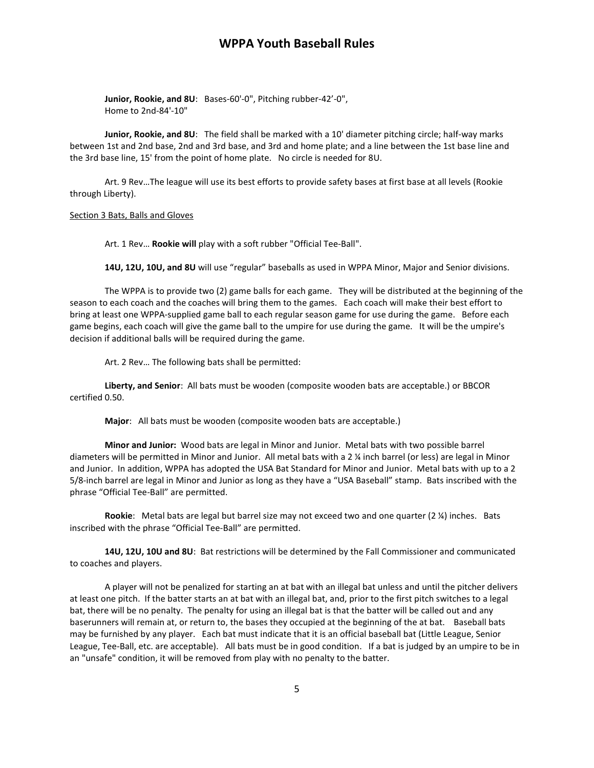**Junior, Rookie, and 8U**: Bases-60'-0", Pitching rubber-42'-0", Home to 2nd-84'-10"

**Junior, Rookie, and 8U**: The field shall be marked with a 10' diameter pitching circle; half-way marks between 1st and 2nd base, 2nd and 3rd base, and 3rd and home plate; and a line between the 1st base line and the 3rd base line, 15' from the point of home plate. No circle is needed for 8U.

Art. 9 Rev…The league will use its best efforts to provide safety bases at first base at all levels (Rookie through Liberty).

Section 3 Bats, Balls and Gloves

Art. 1 Rev… **Rookie will** play with a soft rubber "Official Tee-Ball".

**14U, 12U, 10U, and 8U** will use "regular" baseballs as used in WPPA Minor, Major and Senior divisions.

The WPPA is to provide two (2) game balls for each game. They will be distributed at the beginning of the season to each coach and the coaches will bring them to the games. Each coach will make their best effort to bring at least one WPPA-supplied game ball to each regular season game for use during the game. Before each game begins, each coach will give the game ball to the umpire for use during the game. It will be the umpire's decision if additional balls will be required during the game.

Art. 2 Rev… The following bats shall be permitted:

**Liberty, and Senior**: All bats must be wooden (composite wooden bats are acceptable.) or BBCOR certified 0.50.

**Major**: All bats must be wooden (composite wooden bats are acceptable.)

**Minor and Junior:** Wood bats are legal in Minor and Junior. Metal bats with two possible barrel diameters will be permitted in Minor and Junior. All metal bats with a 2 ¼ inch barrel (or less) are legal in Minor and Junior. In addition, WPPA has adopted the USA Bat Standard for Minor and Junior. Metal bats with up to a 2 5/8-inch barrel are legal in Minor and Junior as long as they have a "USA Baseball" stamp. Bats inscribed with the phrase "Official Tee-Ball" are permitted.

**Rookie**: Metal bats are legal but barrel size may not exceed two and one quarter (2 ¼) inches. Bats inscribed with the phrase "Official Tee-Ball" are permitted.

**14U, 12U, 10U and 8U**: Bat restrictions will be determined by the Fall Commissioner and communicated to coaches and players.

A player will not be penalized for starting an at bat with an illegal bat unless and until the pitcher delivers at least one pitch. If the batter starts an at bat with an illegal bat, and, prior to the first pitch switches to a legal bat, there will be no penalty. The penalty for using an illegal bat is that the batter will be called out and any baserunners will remain at, or return to, the bases they occupied at the beginning of the at bat. Baseball bats may be furnished by any player. Each bat must indicate that it is an official baseball bat (Little League, Senior League, Tee-Ball, etc. are acceptable). All bats must be in good condition. If a bat is judged by an umpire to be in an "unsafe" condition, it will be removed from play with no penalty to the batter.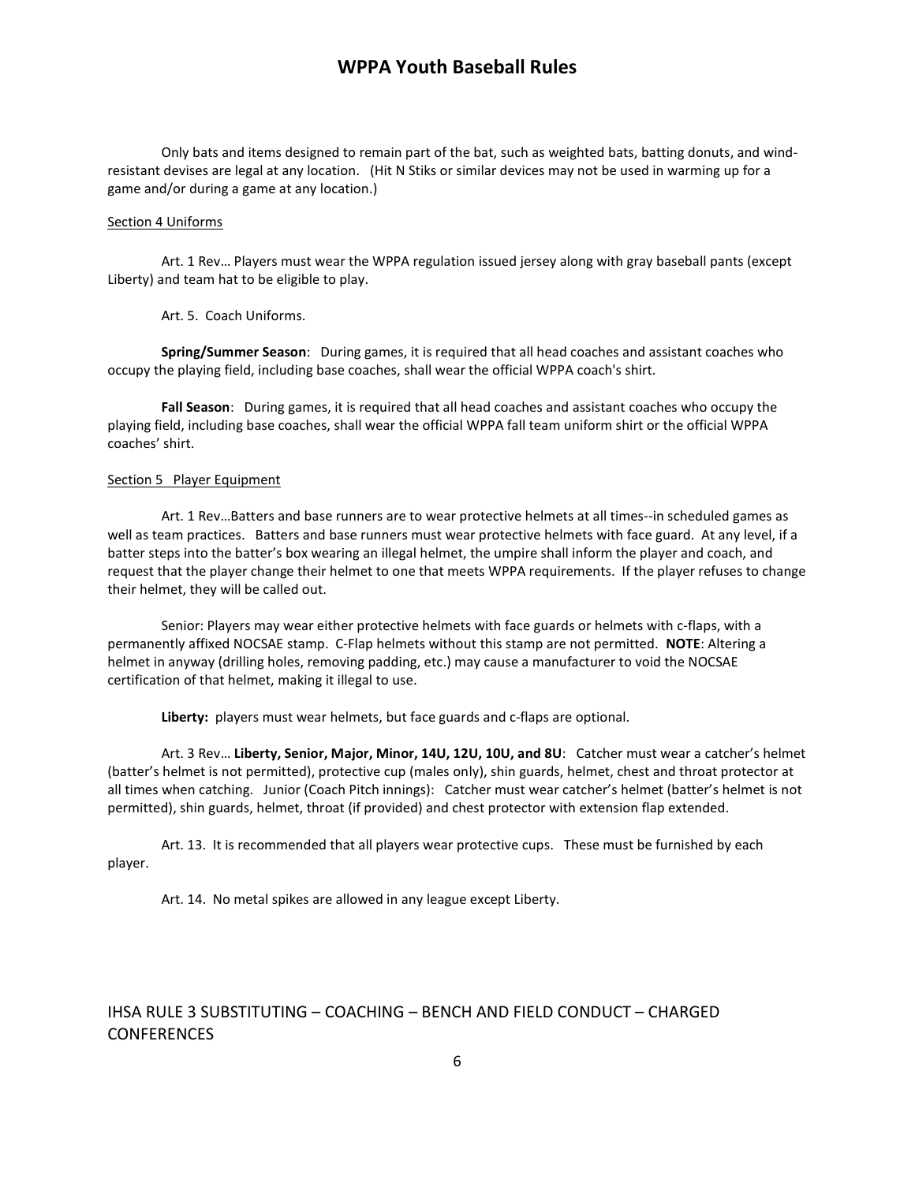Only bats and items designed to remain part of the bat, such as weighted bats, batting donuts, and wind-resistant devises are legal at any location. (Hit N Stiks or similar devices may not be used in warming up for a game and/or during a game at any location.)

Section 4 Uniforms

Art. 1 Rev… Players must wear the WPPA regulation issued jersey along with gray baseball pants (except Liberty) and team hat to be eligible to play.

Art. 5. Coach Uniforms.

**Spring/Summer Season**: During games, it is required that all head coaches and assistant coaches who occupy the playing field, including base coaches, shall wear the official WPPA coach's shirt.

**Fall Season**: During games, it is required that all head coaches and assistant coaches who occupy the playing field, including base coaches, shall wear the official WPPA fall team uniform shirt or the official WPPA coaches' shirt.

Section 5 Player Equipment

Art. 1 Rev…Batters and base runners are to wear protective helmets at all times--in scheduled games as well as team practices. Batters and base runners must wear protective helmets with face guard. At any level, if a batter steps into the batter's box wearing an illegal helmet, the umpire shall inform the player and coach, and request that the player change their helmet to one that meets WPPA requirements. If the player refuses to change their helmet, they will be called out.

Senior: Players may wear either protective helmets with face guards or helmets with c-flaps, with a permanently affixed NOCSAE stamp. C-Flap helmets without this stamp are not permitted. **NOTE**: Altering a helmet in anyway (drilling holes, removing padding, etc.) may cause a manufacturer to void the NOCSAE certification of that helmet, making it illegal to use.

**Liberty:** players must wear helmets, but face guards and c-flaps are optional.

Art. 3 Rev… **Liberty, Senior, Major, Minor, 14U, 12U, 10U, and 8U**: Catcher must wear a catcher's helmet (batter's helmet is not permitted), protective cup (males only), shin guards, helmet, chest and throat protector at all times when catching. Junior (Coach Pitch innings): Catcher must wear catcher's helmet (batter's helmet is not permitted), shin guards, helmet, throat (if provided) and chest protector with extension flap extended.

Art. 13. It is recommended that all players wear protective cups. These must be furnished by each player.

Art. 14. No metal spikes are allowed in any league except Liberty.

## IHSA RULE 3 SUBSTITUTING – COACHING – BENCH AND FIELD CONDUCT – CHARGED CONFERENCES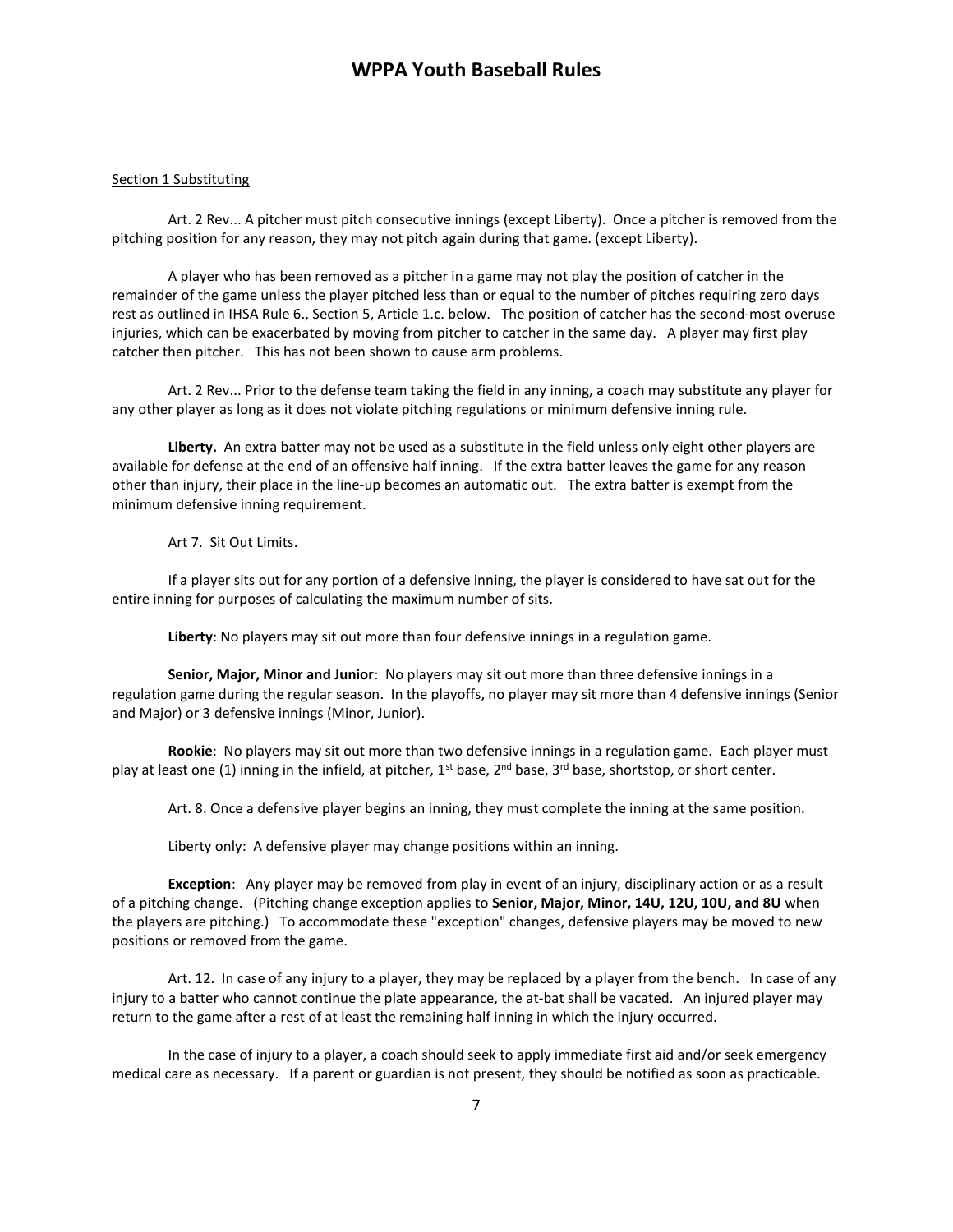Section 1 Substituting

Art. 2 Rev... A pitcher must pitch consecutive innings (except Liberty). Once a pitcher is removed from the pitching position for any reason, they may not pitch again during that game. (except Liberty).

A player who has been removed as a pitcher in a game may not play the position of catcher in the remainder of the game unless the player pitched less than or equal to the number of pitches requiring zero days rest as outlined in IHSA Rule 6., Section 5, Article 1.c. below. The position of catcher has the second-most overuse injuries, which can be exacerbated by moving from pitcher to catcher in the same day. A player may first play catcher then pitcher. This has not been shown to cause arm problems.

Art. 2 Rev... Prior to the defense team taking the field in any inning, a coach may substitute any player for any other player as long as it does not violate pitching regulations or minimum defensive inning rule.

**Liberty.** An extra batter may not be used as a substitute in the field unless only eight other players are available for defense at the end of an offensive half inning. If the extra batter leaves the game for any reason other than injury, their place in the line-up becomes an automatic out. The extra batter is exempt from the minimum defensive inning requirement.

Art 7. Sit Out Limits.

If a player sits out for any portion of a defensive inning, the player is considered to have sat out for the entire inning for purposes of calculating the maximum number of sits.

**Liberty**: No players may sit out more than four defensive innings in a regulation game.

**Senior, Major, Minor and Junior**: No players may sit out more than three defensive innings in a regulation game during the regular season. In the playoffs, no player may sit more than 4 defensive innings (Senior and Major) or 3 defensive innings (Minor, Junior).

**Rookie**: No players may sit out more than two defensive innings in a regulation game. Each player must play at least one (1) inning in the infield, at pitcher, 1st base, 2nd base, 3rd base, shortstop, or short center.

Art. 8. Once a defensive player begins an inning, they must complete the inning at the same position.

Liberty only: A defensive player may change positions within an inning.

**Exception**: Any player may be removed from play in event of an injury, disciplinary action or as a result of a pitching change. (Pitching change exception applies to **Senior, Major, Minor, 14U, 12U, 10U, and 8U** when the players are pitching.) To accommodate these "exception" changes, defensive players may be moved to new positions or removed from the game.

Art. 12. In case of any injury to a player, they may be replaced by a player from the bench. In case of any injury to a batter who cannot continue the plate appearance, the at-bat shall be vacated. An injured player may return to the game after a rest of at least the remaining half inning in which the injury occurred.

In the case of injury to a player, a coach should seek to apply immediate first aid and/or seek emergency medical care as necessary. If a parent or guardian is not present, they should be notified as soon as practicable.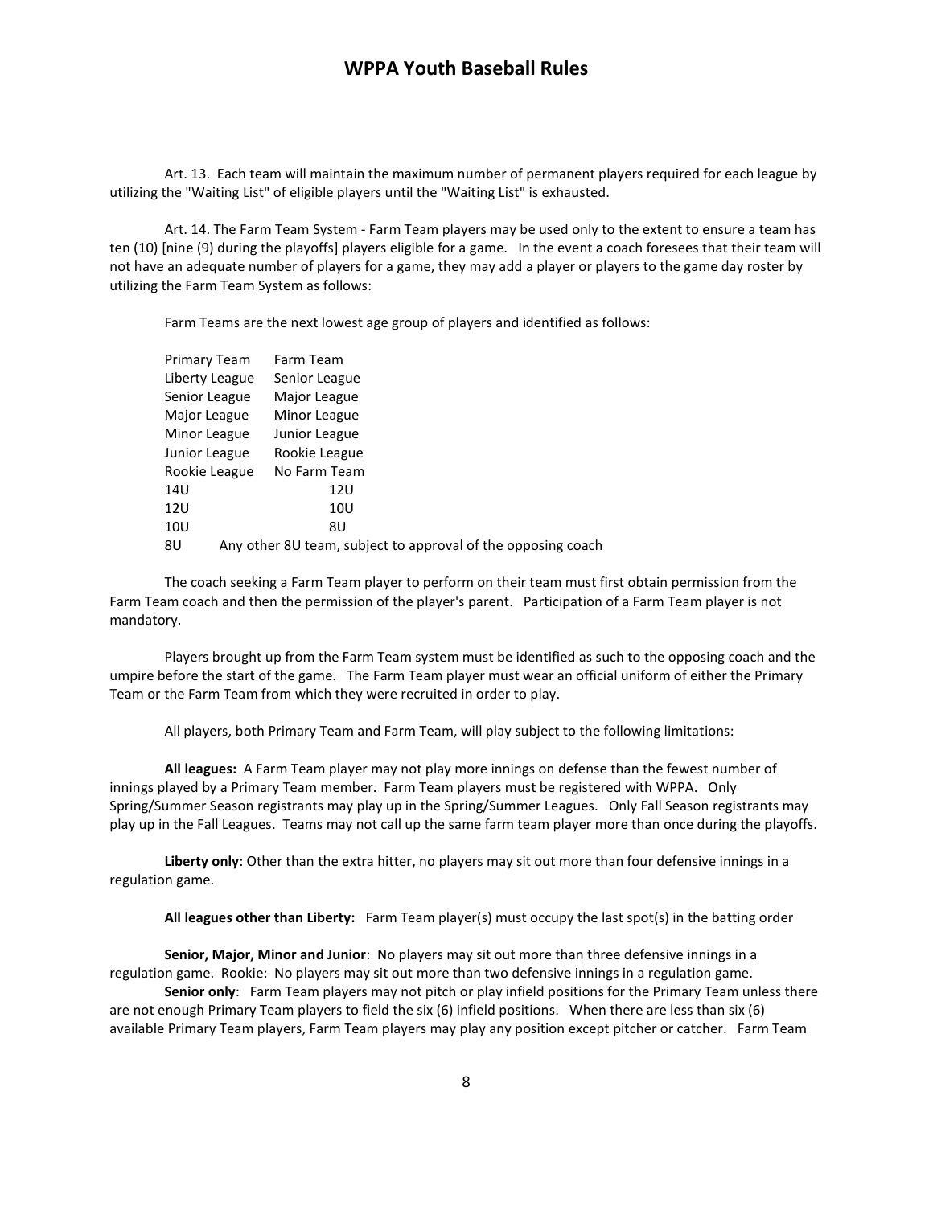Art. 13. Each team will maintain the maximum number of permanent players required for each league by utilizing the "Waiting List" of eligible players until the "Waiting List" is exhausted.

Art. 14. The Farm Team System - Farm Team players may be used only to the extent to ensure a team has ten (10) [nine (9) during the playoffs] players eligible for a game. In the event a coach foresees that their team will not have an adequate number of players for a game, they may add a player or players to the game day roster by utilizing the Farm Team System as follows:

Farm Teams are the next lowest age group of players and identified as follows:

| Primary Team | Farm Team |
|---|---|
| Liberty League | Senior League |
| Senior League | Major League |
| Major League | Minor League |
| Minor League | Junior League |
| Junior League | Rookie League |
| Rookie League | No Farm Team |
| 14U | 12U |
| 12U | 10U |
| 10U | 8U |
| 8U | Any other 8U team, subject to approval of the opposing coach |

The coach seeking a Farm Team player to perform on their team must first obtain permission from the Farm Team coach and then the permission of the player's parent. Participation of a Farm Team player is not mandatory.

Players brought up from the Farm Team system must be identified as such to the opposing coach and the umpire before the start of the game. The Farm Team player must wear an official uniform of either the Primary Team or the Farm Team from which they were recruited in order to play.

All players, both Primary Team and Farm Team, will play subject to the following limitations:

**All leagues:** A Farm Team player may not play more innings on defense than the fewest number of innings played by a Primary Team member. Farm Team players must be registered with WPPA. Only Spring/Summer Season registrants may play up in the Spring/Summer Leagues. Only Fall Season registrants may play up in the Fall Leagues. Teams may not call up the same farm team player more than once during the playoffs.

**Liberty only**: Other than the extra hitter, no players may sit out more than four defensive innings in a regulation game.

**All leagues other than Liberty:** Farm Team player(s) must occupy the last spot(s) in the batting order

**Senior, Major, Minor and Junior**: No players may sit out more than three defensive innings in a regulation game. Rookie: No players may sit out more than two defensive innings in a regulation game.

**Senior only**: Farm Team players may not pitch or play infield positions for the Primary Team unless there are not enough Primary Team players to field the six (6) infield positions. When there are less than six (6) available Primary Team players, Farm Team players may play any position except pitcher or catcher. Farm Team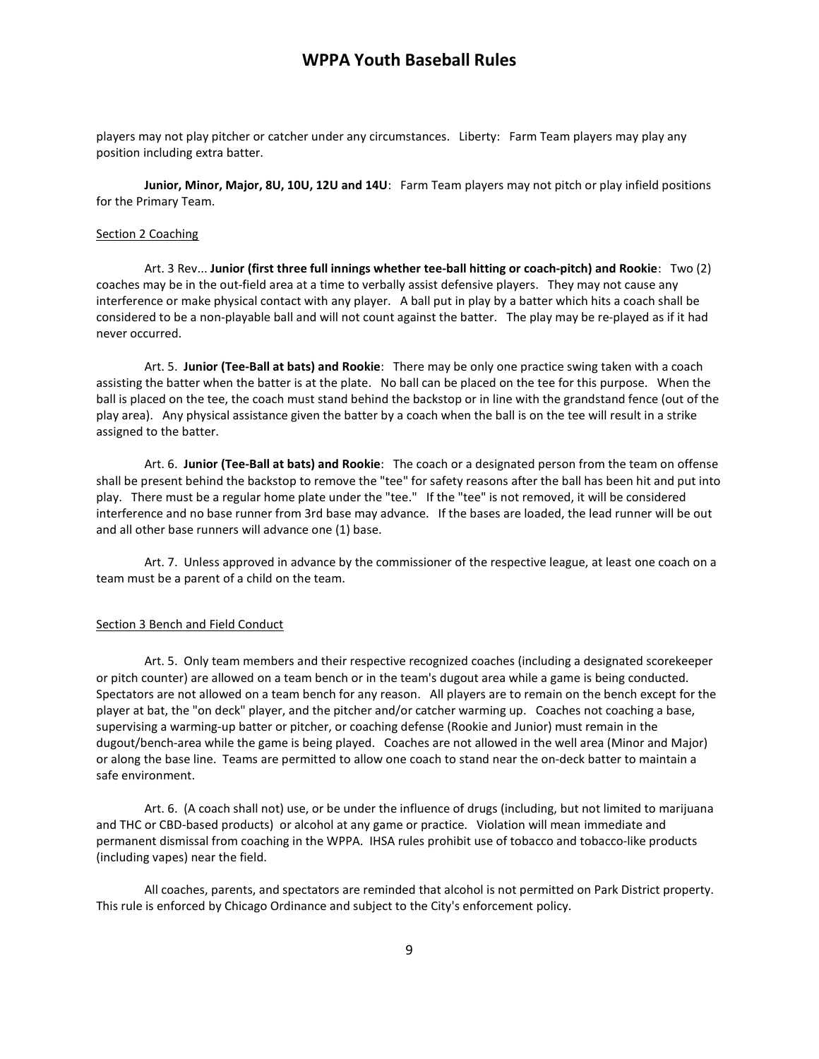players may not play pitcher or catcher under any circumstances. Liberty: Farm Team players may play any position including extra batter.

**Junior, Minor, Major, 8U, 10U, 12U and 14U**: Farm Team players may not pitch or play infield positions for the Primary Team.

Section 2 Coaching

Art. 3 Rev... **Junior (first three full innings whether tee-ball hitting or coach-pitch) and Rookie**: Two (2) coaches may be in the out-field area at a time to verbally assist defensive players. They may not cause any interference or make physical contact with any player. A ball put in play by a batter which hits a coach shall be considered to be a non-playable ball and will not count against the batter. The play may be re-played as if it had never occurred.

Art. 5. **Junior (Tee-Ball at bats) and Rookie**: There may be only one practice swing taken with a coach assisting the batter when the batter is at the plate. No ball can be placed on the tee for this purpose. When the ball is placed on the tee, the coach must stand behind the backstop or in line with the grandstand fence (out of the play area). Any physical assistance given the batter by a coach when the ball is on the tee will result in a strike assigned to the batter.

Art. 6. **Junior (Tee-Ball at bats) and Rookie**: The coach or a designated person from the team on offense shall be present behind the backstop to remove the "tee" for safety reasons after the ball has been hit and put into play. There must be a regular home plate under the "tee." If the "tee" is not removed, it will be considered interference and no base runner from 3rd base may advance. If the bases are loaded, the lead runner will be out and all other base runners will advance one (1) base.

Art. 7. Unless approved in advance by the commissioner of the respective league, at least one coach on a team must be a parent of a child on the team.

Section 3 Bench and Field Conduct

Art. 5. Only team members and their respective recognized coaches (including a designated scorekeeper or pitch counter) are allowed on a team bench or in the team's dugout area while a game is being conducted. Spectators are not allowed on a team bench for any reason. All players are to remain on the bench except for the player at bat, the "on deck" player, and the pitcher and/or catcher warming up. Coaches not coaching a base, supervising a warming-up batter or pitcher, or coaching defense (Rookie and Junior) must remain in the dugout/bench-area while the game is being played. Coaches are not allowed in the well area (Minor and Major) or along the base line. Teams are permitted to allow one coach to stand near the on-deck batter to maintain a safe environment.

Art. 6. (A coach shall not) use, or be under the influence of drugs (including, but not limited to marijuana and THC or CBD-based products) or alcohol at any game or practice. Violation will mean immediate and permanent dismissal from coaching in the WPPA. IHSA rules prohibit use of tobacco and tobacco-like products (including vapes) near the field.

All coaches, parents, and spectators are reminded that alcohol is not permitted on Park District property. This rule is enforced by Chicago Ordinance and subject to the City's enforcement policy.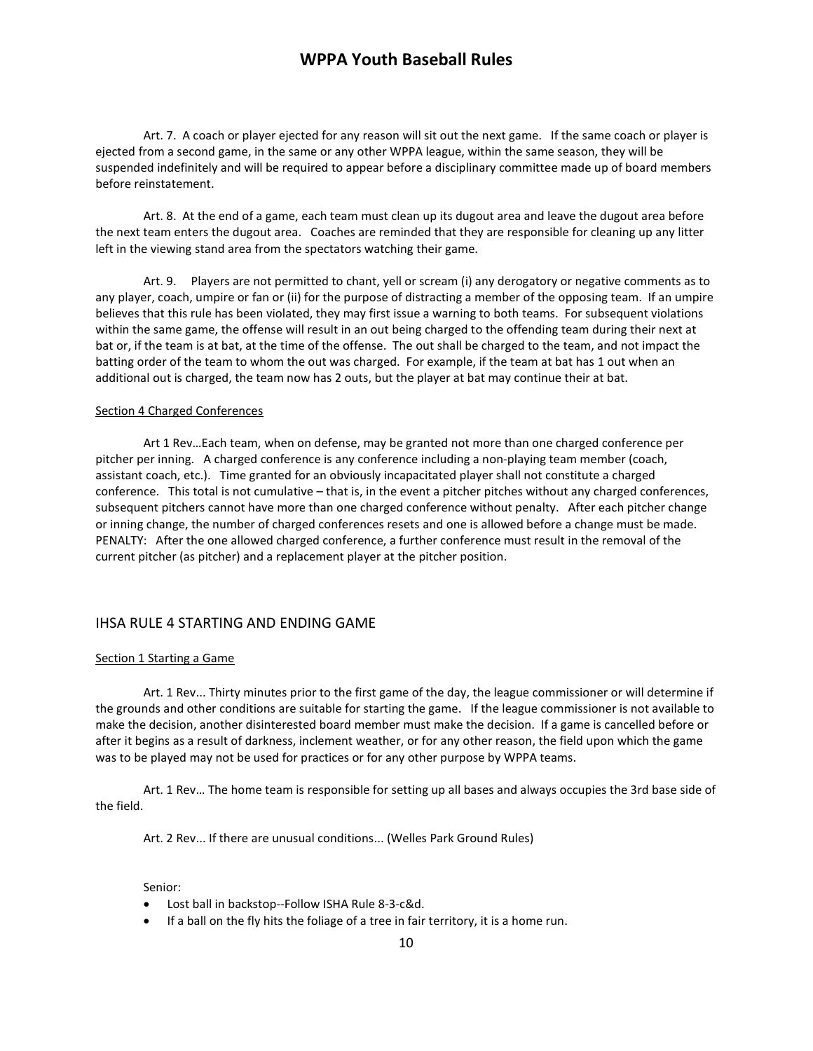Art. 7. A coach or player ejected for any reason will sit out the next game. If the same coach or player is ejected from a second game, in the same or any other WPPA league, within the same season, they will be suspended indefinitely and will be required to appear before a disciplinary committee made up of board members before reinstatement.

Art. 8. At the end of a game, each team must clean up its dugout area and leave the dugout area before the next team enters the dugout area. Coaches are reminded that they are responsible for cleaning up any litter left in the viewing stand area from the spectators watching their game.

Art. 9. Players are not permitted to chant, yell or scream (i) any derogatory or negative comments as to any player, coach, umpire or fan or (ii) for the purpose of distracting a member of the opposing team. If an umpire believes that this rule has been violated, they may first issue a warning to both teams. For subsequent violations within the same game, the offense will result in an out being charged to the offending team during their next at bat or, if the team is at bat, at the time of the offense. The out shall be charged to the team, and not impact the batting order of the team to whom the out was charged. For example, if the team at bat has 1 out when an additional out is charged, the team now has 2 outs, but the player at bat may continue their at bat.

Section 4 Charged Conferences

Art 1 Rev…Each team, when on defense, may be granted not more than one charged conference per pitcher per inning. A charged conference is any conference including a non-playing team member (coach, assistant coach, etc.). Time granted for an obviously incapacitated player shall not constitute a charged conference. This total is not cumulative – that is, in the event a pitcher pitches without any charged conferences, subsequent pitchers cannot have more than one charged conference without penalty. After each pitcher change or inning change, the number of charged conferences resets and one is allowed before a change must be made. PENALTY: After the one allowed charged conference, a further conference must result in the removal of the current pitcher (as pitcher) and a replacement player at the pitcher position.

## IHSA RULE 4 STARTING AND ENDING GAME

Section 1 Starting a Game

Art. 1 Rev... Thirty minutes prior to the first game of the day, the league commissioner or will determine if the grounds and other conditions are suitable for starting the game. If the league commissioner is not available to make the decision, another disinterested board member must make the decision. If a game is cancelled before or after it begins as a result of darkness, inclement weather, or for any other reason, the field upon which the game was to be played may not be used for practices or for any other purpose by WPPA teams.

Art. 1 Rev… The home team is responsible for setting up all bases and always occupies the 3rd base side of the field.

Art. 2 Rev... If there are unusual conditions... (Welles Park Ground Rules)

Senior:

- Lost ball in backstop--Follow ISHA Rule 8-3-c&d.
- If a ball on the fly hits the foliage of a tree in fair territory, it is a home run.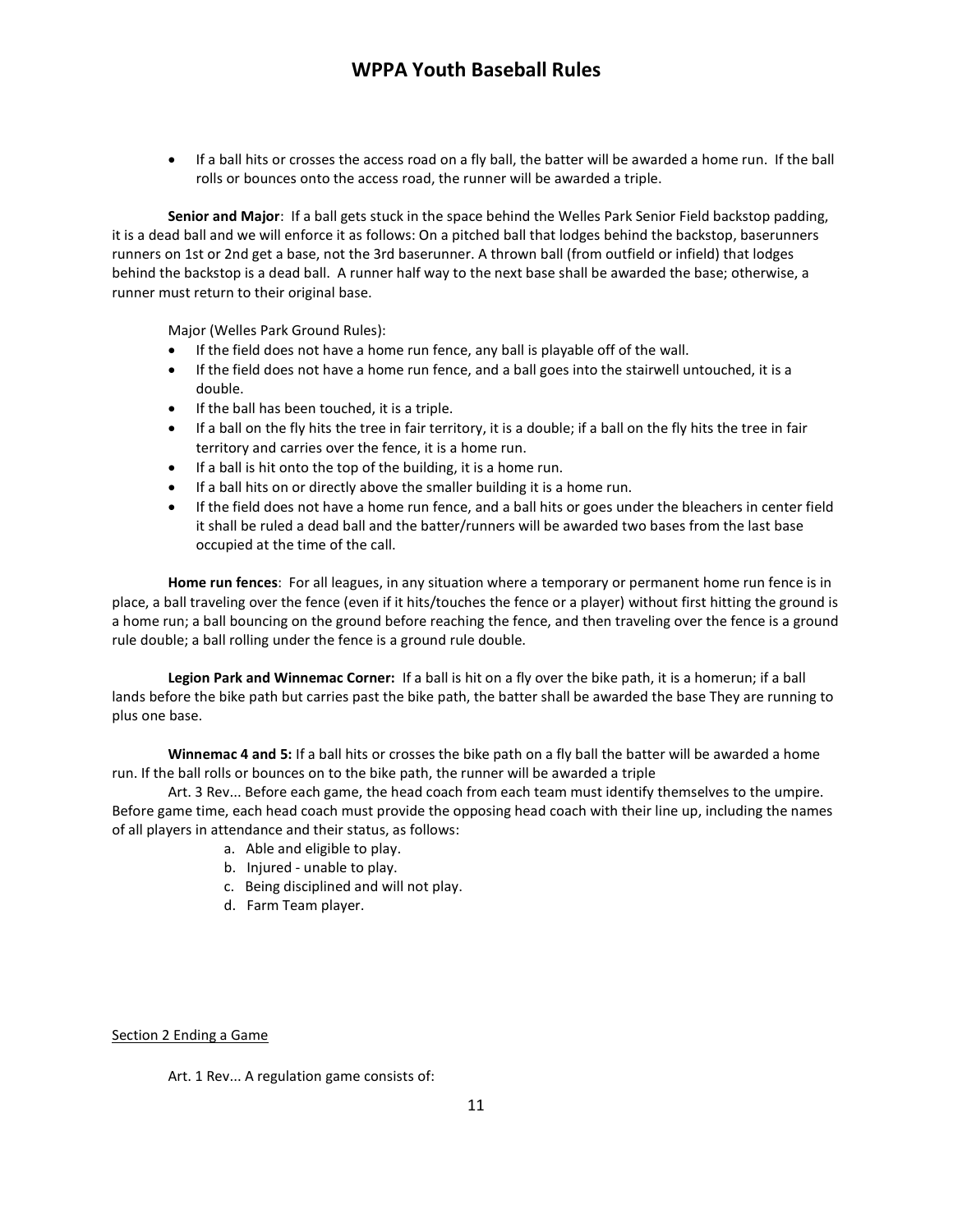- If a ball hits or crosses the access road on a fly ball, the batter will be awarded a home run. If the ball rolls or bounces onto the access road, the runner will be awarded a triple.

**Senior and Major**: If a ball gets stuck in the space behind the Welles Park Senior Field backstop padding, it is a dead ball and we will enforce it as follows: On a pitched ball that lodges behind the backstop, baserunners runners on 1st or 2nd get a base, not the 3rd baserunner. A thrown ball (from outfield or infield) that lodges behind the backstop is a dead ball. A runner half way to the next base shall be awarded the base; otherwise, a runner must return to their original base.

Major (Welles Park Ground Rules):

- If the field does not have a home run fence, any ball is playable off of the wall.
- If the field does not have a home run fence, and a ball goes into the stairwell untouched, it is a double.
- If the ball has been touched, it is a triple.
- If a ball on the fly hits the tree in fair territory, it is a double; if a ball on the fly hits the tree in fair territory and carries over the fence, it is a home run.
- If a ball is hit onto the top of the building, it is a home run.
- If a ball hits on or directly above the smaller building it is a home run.
- If the field does not have a home run fence, and a ball hits or goes under the bleachers in center field it shall be ruled a dead ball and the batter/runners will be awarded two bases from the last base occupied at the time of the call.

**Home run fences**: For all leagues, in any situation where a temporary or permanent home run fence is in place, a ball traveling over the fence (even if it hits/touches the fence or a player) without first hitting the ground is a home run; a ball bouncing on the ground before reaching the fence, and then traveling over the fence is a ground rule double; a ball rolling under the fence is a ground rule double.

**Legion Park and Winnemac Corner:** If a ball is hit on a fly over the bike path, it is a homerun; if a ball lands before the bike path but carries past the bike path, the batter shall be awarded the base They are running to plus one base.

**Winnemac 4 and 5:** If a ball hits or crosses the bike path on a fly ball the batter will be awarded a home run. If the ball rolls or bounces on to the bike path, the runner will be awarded a triple

Art. 3 Rev... Before each game, the head coach from each team must identify themselves to the umpire. Before game time, each head coach must provide the opposing head coach with their line up, including the names of all players in attendance and their status, as follows:

a. Able and eligible to play.
b. Injured - unable to play.
c. Being disciplined and will not play.
d. Farm Team player.

Section 2 Ending a Game

Art. 1 Rev... A regulation game consists of: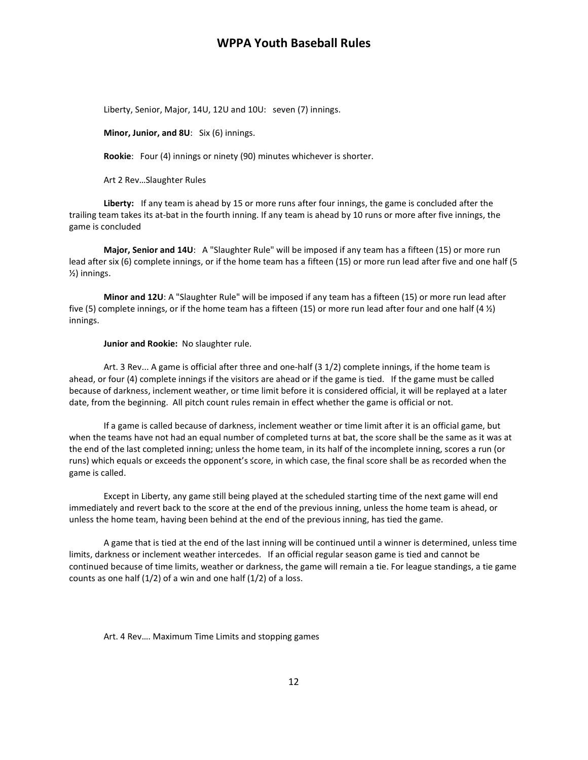Liberty, Senior, Major, 14U, 12U and 10U: seven (7) innings.

**Minor, Junior, and 8U**: Six (6) innings.

**Rookie**: Four (4) innings or ninety (90) minutes whichever is shorter.

Art 2 Rev…Slaughter Rules

**Liberty:** If any team is ahead by 15 or more runs after four innings, the game is concluded after the trailing team takes its at-bat in the fourth inning. If any team is ahead by 10 runs or more after five innings, the game is concluded

**Major, Senior and 14U**: A "Slaughter Rule" will be imposed if any team has a fifteen (15) or more run lead after six (6) complete innings, or if the home team has a fifteen (15) or more run lead after five and one half (5 ½) innings.

**Minor and 12U**: A "Slaughter Rule" will be imposed if any team has a fifteen (15) or more run lead after five (5) complete innings, or if the home team has a fifteen (15) or more run lead after four and one half (4 ½) innings.

**Junior and Rookie:** No slaughter rule.

Art. 3 Rev... A game is official after three and one-half (3 1/2) complete innings, if the home team is ahead, or four (4) complete innings if the visitors are ahead or if the game is tied. If the game must be called because of darkness, inclement weather, or time limit before it is considered official, it will be replayed at a later date, from the beginning. All pitch count rules remain in effect whether the game is official or not.

If a game is called because of darkness, inclement weather or time limit after it is an official game, but when the teams have not had an equal number of completed turns at bat, the score shall be the same as it was at the end of the last completed inning; unless the home team, in its half of the incomplete inning, scores a run (or runs) which equals or exceeds the opponent's score, in which case, the final score shall be as recorded when the game is called.

Except in Liberty, any game still being played at the scheduled starting time of the next game will end immediately and revert back to the score at the end of the previous inning, unless the home team is ahead, or unless the home team, having been behind at the end of the previous inning, has tied the game.

A game that is tied at the end of the last inning will be continued until a winner is determined, unless time limits, darkness or inclement weather intercedes. If an official regular season game is tied and cannot be continued because of time limits, weather or darkness, the game will remain a tie. For league standings, a tie game counts as one half (1/2) of a win and one half (1/2) of a loss.

Art. 4 Rev…. Maximum Time Limits and stopping games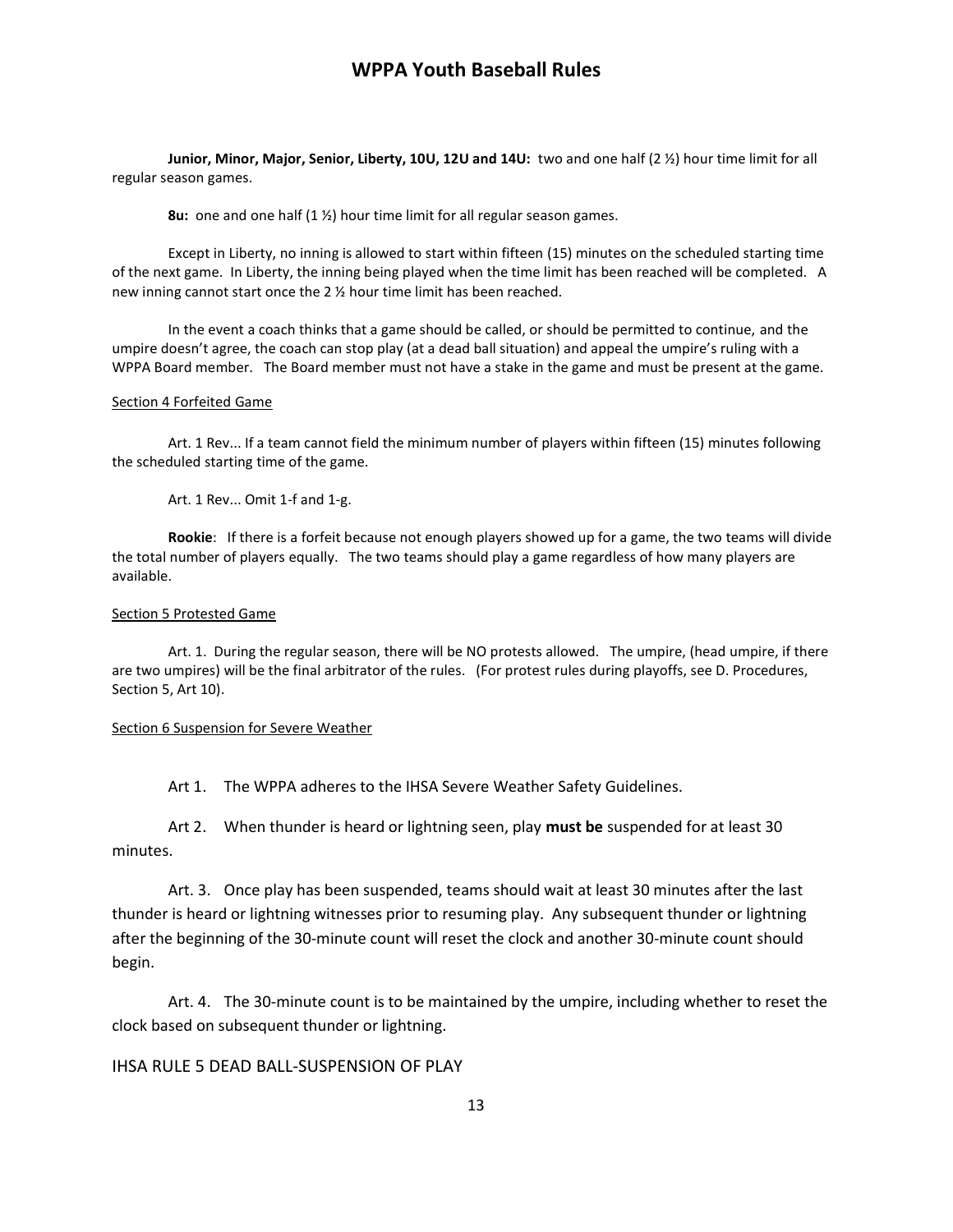**Junior, Minor, Major, Senior, Liberty, 10U, 12U and 14U:** two and one half (2 ½) hour time limit for all regular season games.

**8u:** one and one half (1 ½) hour time limit for all regular season games.

Except in Liberty, no inning is allowed to start within fifteen (15) minutes on the scheduled starting time of the next game. In Liberty, the inning being played when the time limit has been reached will be completed. A new inning cannot start once the 2 ½ hour time limit has been reached.

In the event a coach thinks that a game should be called, or should be permitted to continue, and the umpire doesn't agree, the coach can stop play (at a dead ball situation) and appeal the umpire's ruling with a WPPA Board member. The Board member must not have a stake in the game and must be present at the game.

Section 4 Forfeited Game

Art. 1 Rev... If a team cannot field the minimum number of players within fifteen (15) minutes following the scheduled starting time of the game.

Art. 1 Rev... Omit 1-f and 1-g.

**Rookie**: If there is a forfeit because not enough players showed up for a game, the two teams will divide the total number of players equally. The two teams should play a game regardless of how many players are available.

Section 5 Protested Game

Art. 1. During the regular season, there will be NO protests allowed. The umpire, (head umpire, if there are two umpires) will be the final arbitrator of the rules. (For protest rules during playoffs, see D. Procedures, Section 5, Art 10).

Section 6 Suspension for Severe Weather

Art 1. The WPPA adheres to the IHSA Severe Weather Safety Guidelines.

Art 2. When thunder is heard or lightning seen, play **must be** suspended for at least 30 minutes.

Art. 3. Once play has been suspended, teams should wait at least 30 minutes after the last thunder is heard or lightning witnesses prior to resuming play. Any subsequent thunder or lightning after the beginning of the 30-minute count will reset the clock and another 30-minute count should begin.

Art. 4. The 30-minute count is to be maintained by the umpire, including whether to reset the clock based on subsequent thunder or lightning.

## IHSA RULE 5 DEAD BALL-SUSPENSION OF PLAY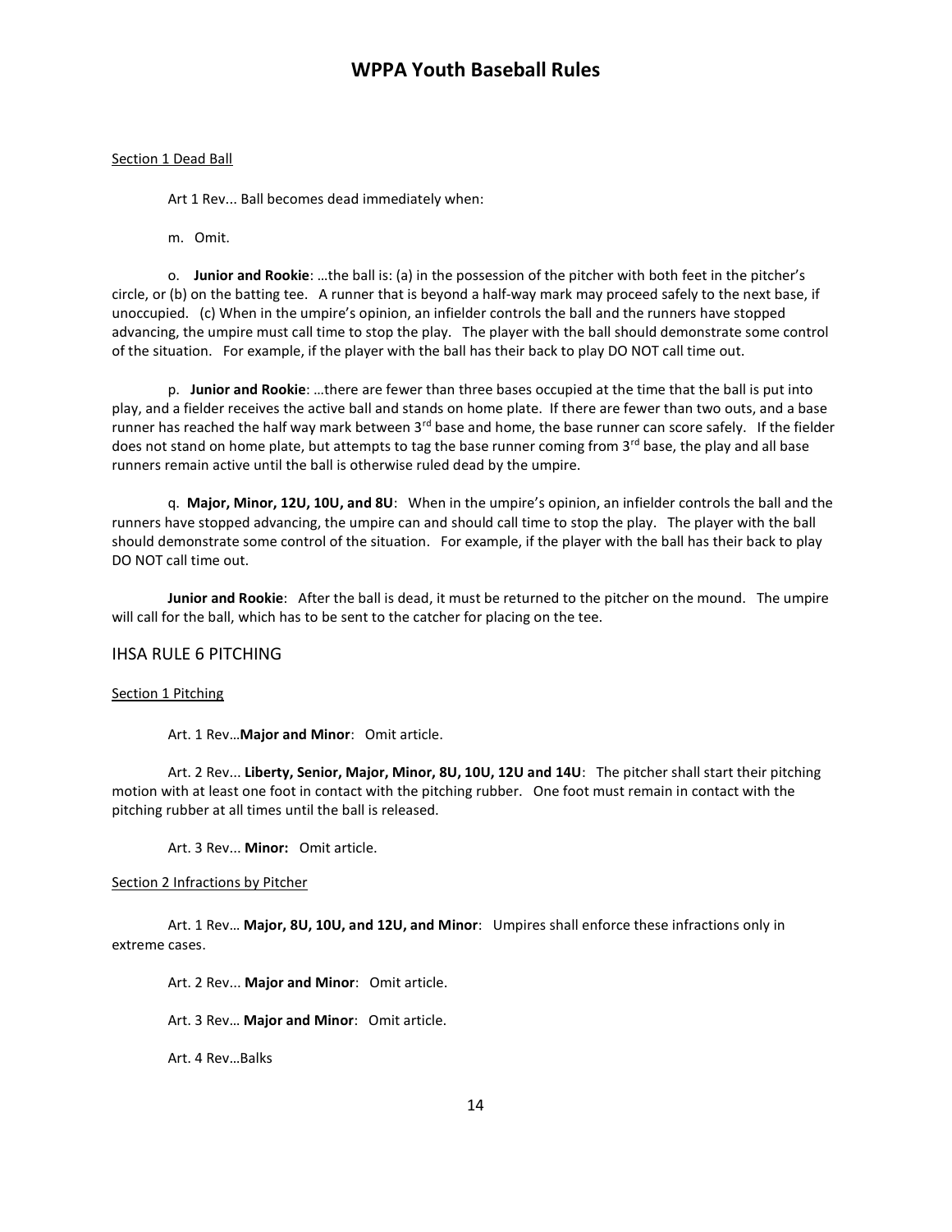Section 1 Dead Ball

Art 1 Rev... Ball becomes dead immediately when:

m. Omit.

o. **Junior and Rookie**: …the ball is: (a) in the possession of the pitcher with both feet in the pitcher's circle, or (b) on the batting tee. A runner that is beyond a half-way mark may proceed safely to the next base, if unoccupied. (c) When in the umpire's opinion, an infielder controls the ball and the runners have stopped advancing, the umpire must call time to stop the play. The player with the ball should demonstrate some control of the situation. For example, if the player with the ball has their back to play DO NOT call time out.

p. **Junior and Rookie**: …there are fewer than three bases occupied at the time that the ball is put into play, and a fielder receives the active ball and stands on home plate. If there are fewer than two outs, and a base runner has reached the half way mark between 3rd base and home, the base runner can score safely. If the fielder does not stand on home plate, but attempts to tag the base runner coming from 3rd base, the play and all base runners remain active until the ball is otherwise ruled dead by the umpire.

q. **Major, Minor, 12U, 10U, and 8U**: When in the umpire's opinion, an infielder controls the ball and the runners have stopped advancing, the umpire can and should call time to stop the play. The player with the ball should demonstrate some control of the situation. For example, if the player with the ball has their back to play DO NOT call time out.

**Junior and Rookie**: After the ball is dead, it must be returned to the pitcher on the mound. The umpire will call for the ball, which has to be sent to the catcher for placing on the tee.

## IHSA RULE 6 PITCHING

Section 1 Pitching

Art. 1 Rev…**Major and Minor**: Omit article.

Art. 2 Rev... **Liberty, Senior, Major, Minor, 8U, 10U, 12U and 14U**: The pitcher shall start their pitching motion with at least one foot in contact with the pitching rubber. One foot must remain in contact with the pitching rubber at all times until the ball is released.

Art. 3 Rev... **Minor:** Omit article.

Section 2 Infractions by Pitcher

Art. 1 Rev… **Major, 8U, 10U, and 12U, and Minor**: Umpires shall enforce these infractions only in extreme cases.

Art. 2 Rev... **Major and Minor**: Omit article.

Art. 3 Rev… **Major and Minor**: Omit article.

Art. 4 Rev…Balks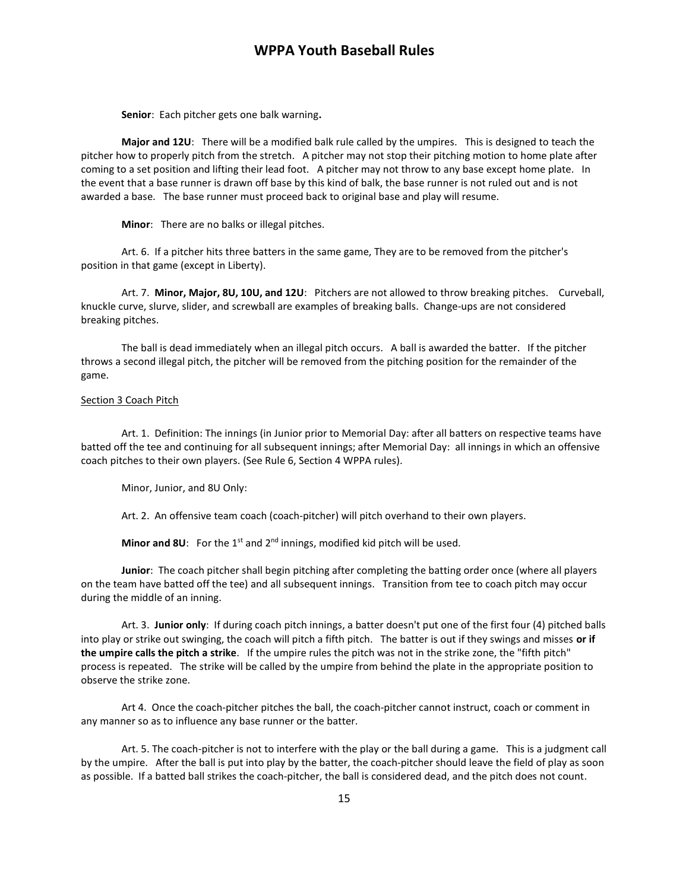**Senior**: Each pitcher gets one balk warning**.**

**Major and 12U**: There will be a modified balk rule called by the umpires. This is designed to teach the pitcher how to properly pitch from the stretch. A pitcher may not stop their pitching motion to home plate after coming to a set position and lifting their lead foot. A pitcher may not throw to any base except home plate. In the event that a base runner is drawn off base by this kind of balk, the base runner is not ruled out and is not awarded a base. The base runner must proceed back to original base and play will resume.

**Minor**: There are no balks or illegal pitches.

Art. 6. If a pitcher hits three batters in the same game, They are to be removed from the pitcher's position in that game (except in Liberty).

Art. 7. **Minor, Major, 8U, 10U, and 12U**: Pitchers are not allowed to throw breaking pitches. Curveball, knuckle curve, slurve, slider, and screwball are examples of breaking balls. Change-ups are not considered breaking pitches.

The ball is dead immediately when an illegal pitch occurs. A ball is awarded the batter. If the pitcher throws a second illegal pitch, the pitcher will be removed from the pitching position for the remainder of the game.

<u>Section 3 Coach Pitch</u>

Art. 1. Definition: The innings (in Junior prior to Memorial Day: after all batters on respective teams have batted off the tee and continuing for all subsequent innings; after Memorial Day: all innings in which an offensive coach pitches to their own players. (See Rule 6, Section 4 WPPA rules).

Minor, Junior, and 8U Only:

Art. 2. An offensive team coach (coach-pitcher) will pitch overhand to their own players.

**Minor and 8U**: For the 1st and 2nd innings, modified kid pitch will be used.

**Junior**: The coach pitcher shall begin pitching after completing the batting order once (where all players on the team have batted off the tee) and all subsequent innings. Transition from tee to coach pitch may occur during the middle of an inning.

Art. 3. **Junior only**: If during coach pitch innings, a batter doesn't put one of the first four (4) pitched balls into play or strike out swinging, the coach will pitch a fifth pitch. The batter is out if they swings and misses **or if the umpire calls the pitch a strike**. If the umpire rules the pitch was not in the strike zone, the "fifth pitch" process is repeated. The strike will be called by the umpire from behind the plate in the appropriate position to observe the strike zone.

Art 4. Once the coach-pitcher pitches the ball, the coach-pitcher cannot instruct, coach or comment in any manner so as to influence any base runner or the batter.

Art. 5. The coach-pitcher is not to interfere with the play or the ball during a game. This is a judgment call by the umpire. After the ball is put into play by the batter, the coach-pitcher should leave the field of play as soon as possible. If a batted ball strikes the coach-pitcher, the ball is considered dead, and the pitch does not count.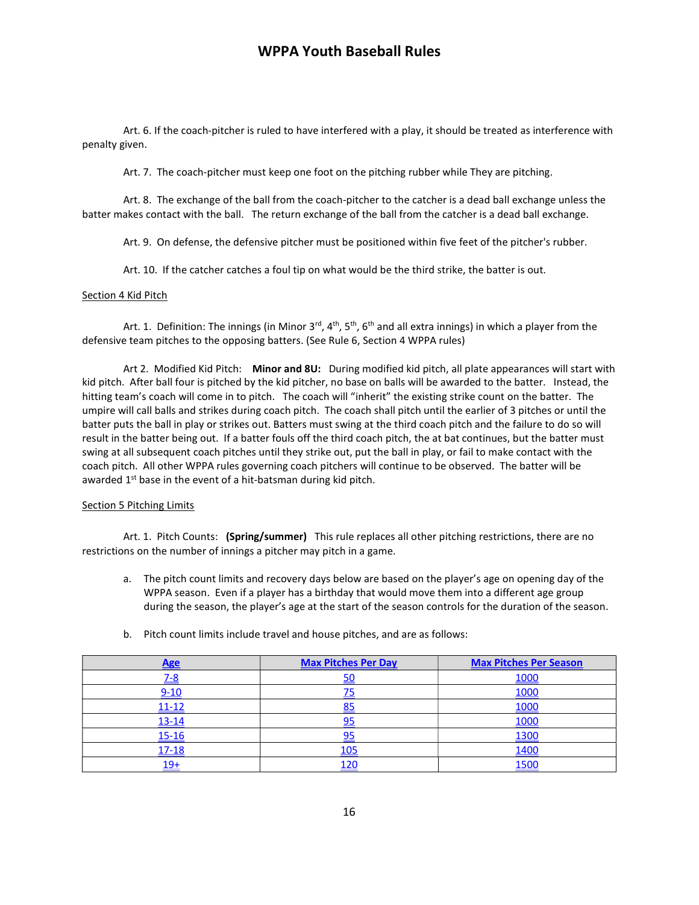Art. 6. If the coach-pitcher is ruled to have interfered with a play, it should be treated as interference with penalty given.

Art. 7. The coach-pitcher must keep one foot on the pitching rubber while They are pitching.

Art. 8. The exchange of the ball from the coach-pitcher to the catcher is a dead ball exchange unless the batter makes contact with the ball. The return exchange of the ball from the catcher is a dead ball exchange.

Art. 9. On defense, the defensive pitcher must be positioned within five feet of the pitcher's rubber.

Art. 10. If the catcher catches a foul tip on what would be the third strike, the batter is out.

Section 4 Kid Pitch

Art. 1. Definition: The innings (in Minor 3rd, 4th, 5th, 6th and all extra innings) in which a player from the defensive team pitches to the opposing batters. (See Rule 6, Section 4 WPPA rules)

Art 2. Modified Kid Pitch: **Minor and 8U:** During modified kid pitch, all plate appearances will start with kid pitch. After ball four is pitched by the kid pitcher, no base on balls will be awarded to the batter. Instead, the hitting team's coach will come in to pitch. The coach will "inherit" the existing strike count on the batter. The umpire will call balls and strikes during coach pitch. The coach shall pitch until the earlier of 3 pitches or until the batter puts the ball in play or strikes out. Batters must swing at the third coach pitch and the failure to do so will result in the batter being out. If a batter fouls off the third coach pitch, the at bat continues, but the batter must swing at all subsequent coach pitches until they strike out, put the ball in play, or fail to make contact with the coach pitch. All other WPPA rules governing coach pitchers will continue to be observed. The batter will be awarded 1st base in the event of a hit-batsman during kid pitch.

Section 5 Pitching Limits

Art. 1. Pitch Counts: **(Spring/summer)** This rule replaces all other pitching restrictions, there are no restrictions on the number of innings a pitcher may pitch in a game.

a. The pitch count limits and recovery days below are based on the player's age on opening day of the WPPA season. Even if a player has a birthday that would move them into a different age group during the season, the player's age at the start of the season controls for the duration of the season.

b. Pitch count limits include travel and house pitches, and are as follows:

| Age | Max Pitches Per Day | Max Pitches Per Season |
|---|---|---|
| 7-8 | 50 | 1000 |
| 9-10 | 75 | 1000 |
| 11-12 | 85 | 1000 |
| 13-14 | 95 | 1000 |
| 15-16 | 95 | 1300 |
| 17-18 | 105 | 1400 |
| 19+ | 120 | 1500 |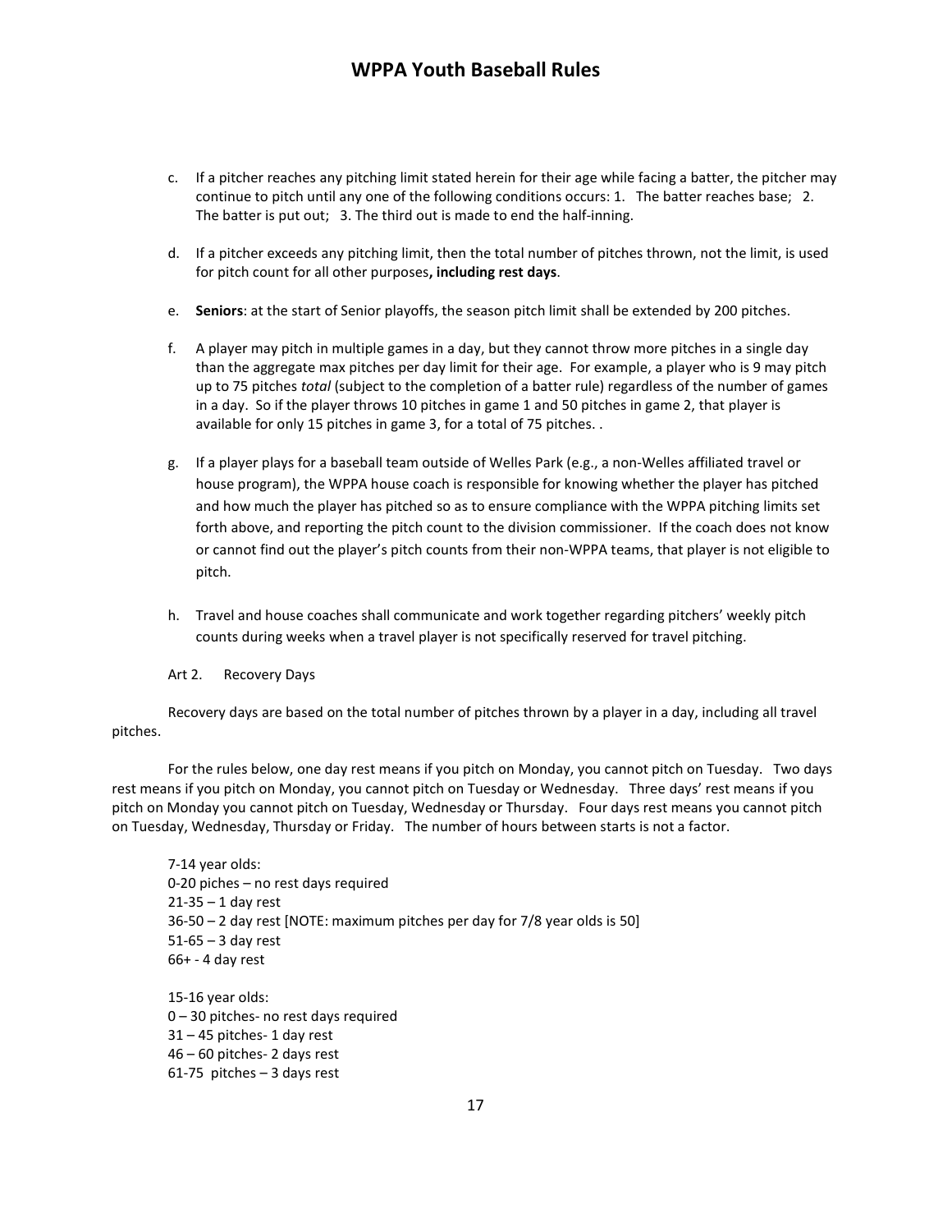c. If a pitcher reaches any pitching limit stated herein for their age while facing a batter, the pitcher may continue to pitch until any one of the following conditions occurs: 1. The batter reaches base; 2. The batter is put out; 3. The third out is made to end the half-inning.

d. If a pitcher exceeds any pitching limit, then the total number of pitches thrown, not the limit, is used for pitch count for all other purposes**, including rest days**.

e. **Seniors**: at the start of Senior playoffs, the season pitch limit shall be extended by 200 pitches.

f. A player may pitch in multiple games in a day, but they cannot throw more pitches in a single day than the aggregate max pitches per day limit for their age. For example, a player who is 9 may pitch up to 75 pitches *total* (subject to the completion of a batter rule) regardless of the number of games in a day. So if the player throws 10 pitches in game 1 and 50 pitches in game 2, that player is available for only 15 pitches in game 3, for a total of 75 pitches. .

g. If a player plays for a baseball team outside of Welles Park (e.g., a non-Welles affiliated travel or house program), the WPPA house coach is responsible for knowing whether the player has pitched and how much the player has pitched so as to ensure compliance with the WPPA pitching limits set forth above, and reporting the pitch count to the division commissioner. If the coach does not know or cannot find out the player's pitch counts from their non-WPPA teams, that player is not eligible to pitch.

h. Travel and house coaches shall communicate and work together regarding pitchers' weekly pitch counts during weeks when a travel player is not specifically reserved for travel pitching.

Art 2. Recovery Days

Recovery days are based on the total number of pitches thrown by a player in a day, including all travel pitches.

For the rules below, one day rest means if you pitch on Monday, you cannot pitch on Tuesday. Two days rest means if you pitch on Monday, you cannot pitch on Tuesday or Wednesday. Three days' rest means if you pitch on Monday you cannot pitch on Tuesday, Wednesday or Thursday. Four days rest means you cannot pitch on Tuesday, Wednesday, Thursday or Friday. The number of hours between starts is not a factor.

7-14 year olds:
0-20 piches – no rest days required
21-35 – 1 day rest
36-50 – 2 day rest [NOTE: maximum pitches per day for 7/8 year olds is 50]
51-65 – 3 day rest
66+ - 4 day rest

15-16 year olds:
0 – 30 pitches- no rest days required
31 – 45 pitches- 1 day rest
46 – 60 pitches- 2 days rest
61-75 pitches – 3 days rest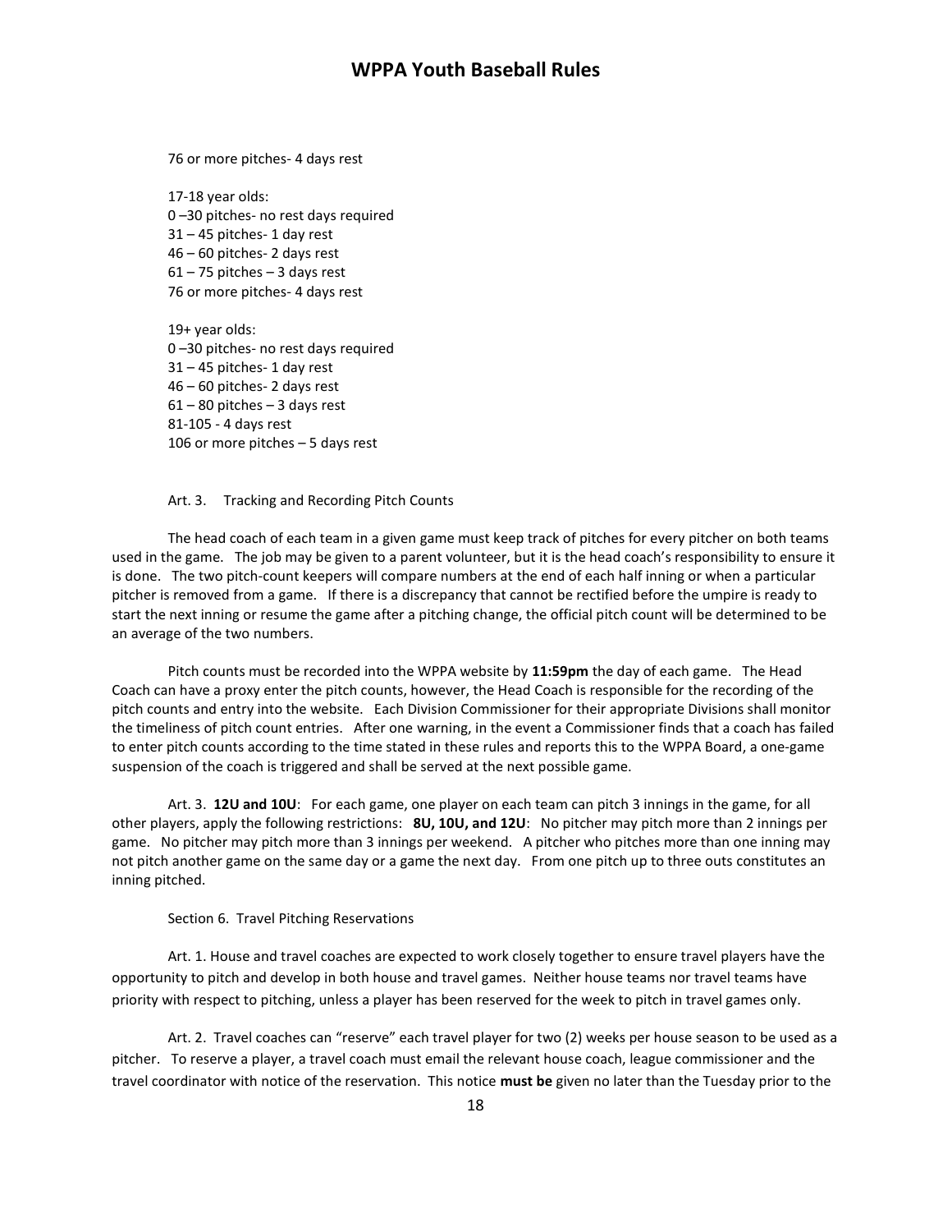76 or more pitches- 4 days rest

17-18 year olds:
0 –30 pitches- no rest days required
31 – 45 pitches- 1 day rest
46 – 60 pitches- 2 days rest
61 – 75 pitches – 3 days rest
76 or more pitches- 4 days rest

19+ year olds:
0 –30 pitches- no rest days required
31 – 45 pitches- 1 day rest
46 – 60 pitches- 2 days rest
61 – 80 pitches – 3 days rest
81-105 - 4 days rest
106 or more pitches – 5 days rest

Art. 3. Tracking and Recording Pitch Counts

The head coach of each team in a given game must keep track of pitches for every pitcher on both teams used in the game. The job may be given to a parent volunteer, but it is the head coach's responsibility to ensure it is done. The two pitch-count keepers will compare numbers at the end of each half inning or when a particular pitcher is removed from a game. If there is a discrepancy that cannot be rectified before the umpire is ready to start the next inning or resume the game after a pitching change, the official pitch count will be determined to be an average of the two numbers.

Pitch counts must be recorded into the WPPA website by **11:59pm** the day of each game. The Head Coach can have a proxy enter the pitch counts, however, the Head Coach is responsible for the recording of the pitch counts and entry into the website. Each Division Commissioner for their appropriate Divisions shall monitor the timeliness of pitch count entries. After one warning, in the event a Commissioner finds that a coach has failed to enter pitch counts according to the time stated in these rules and reports this to the WPPA Board, a one-game suspension of the coach is triggered and shall be served at the next possible game.

Art. 3. **12U and 10U**: For each game, one player on each team can pitch 3 innings in the game, for all other players, apply the following restrictions: **8U, 10U, and 12U**: No pitcher may pitch more than 2 innings per game. No pitcher may pitch more than 3 innings per weekend. A pitcher who pitches more than one inning may not pitch another game on the same day or a game the next day. From one pitch up to three outs constitutes an inning pitched.

Section 6. Travel Pitching Reservations

Art. 1. House and travel coaches are expected to work closely together to ensure travel players have the opportunity to pitch and develop in both house and travel games. Neither house teams nor travel teams have priority with respect to pitching, unless a player has been reserved for the week to pitch in travel games only.

Art. 2. Travel coaches can "reserve" each travel player for two (2) weeks per house season to be used as a pitcher. To reserve a player, a travel coach must email the relevant house coach, league commissioner and the travel coordinator with notice of the reservation. This notice **must be** given no later than the Tuesday prior to the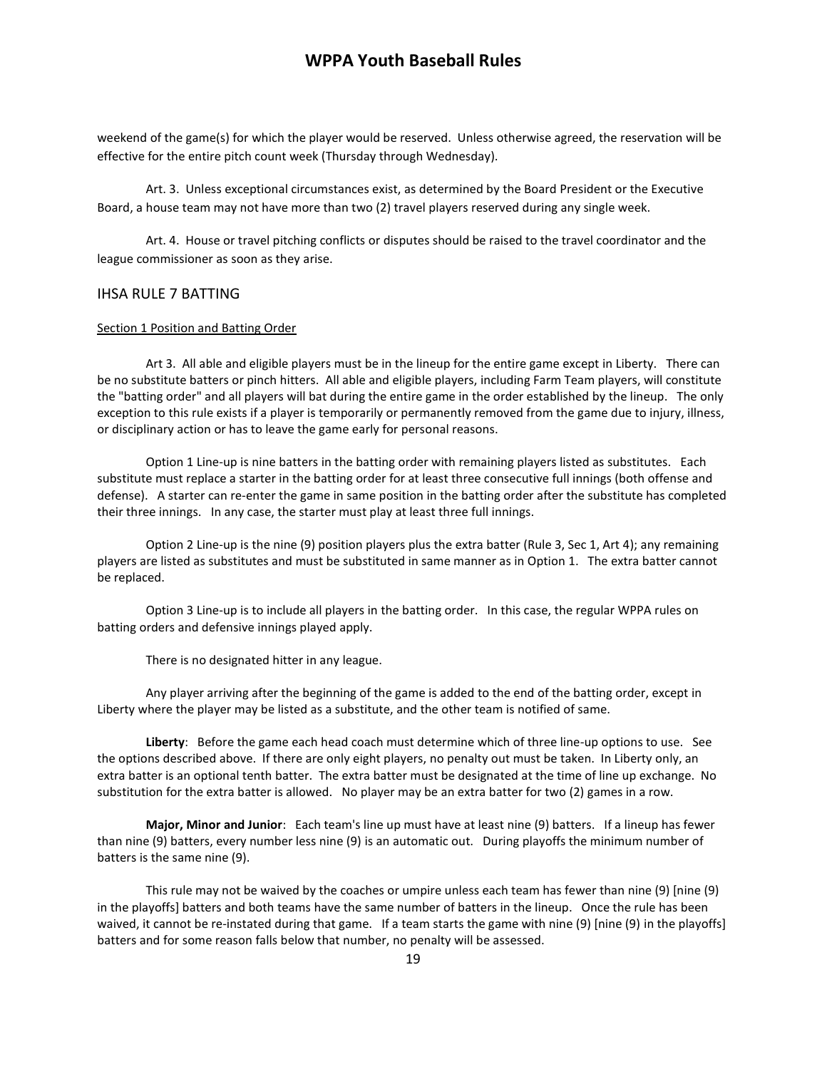weekend of the game(s) for which the player would be reserved. Unless otherwise agreed, the reservation will be effective for the entire pitch count week (Thursday through Wednesday).

Art. 3. Unless exceptional circumstances exist, as determined by the Board President or the Executive Board, a house team may not have more than two (2) travel players reserved during any single week.

Art. 4. House or travel pitching conflicts or disputes should be raised to the travel coordinator and the league commissioner as soon as they arise.

## IHSA RULE 7 BATTING

Section 1 Position and Batting Order

Art 3. All able and eligible players must be in the lineup for the entire game except in Liberty. There can be no substitute batters or pinch hitters. All able and eligible players, including Farm Team players, will constitute the "batting order" and all players will bat during the entire game in the order established by the lineup. The only exception to this rule exists if a player is temporarily or permanently removed from the game due to injury, illness, or disciplinary action or has to leave the game early for personal reasons.

Option 1 Line-up is nine batters in the batting order with remaining players listed as substitutes. Each substitute must replace a starter in the batting order for at least three consecutive full innings (both offense and defense). A starter can re-enter the game in same position in the batting order after the substitute has completed their three innings. In any case, the starter must play at least three full innings.

Option 2 Line-up is the nine (9) position players plus the extra batter (Rule 3, Sec 1, Art 4); any remaining players are listed as substitutes and must be substituted in same manner as in Option 1. The extra batter cannot be replaced.

Option 3 Line-up is to include all players in the batting order. In this case, the regular WPPA rules on batting orders and defensive innings played apply.

There is no designated hitter in any league.

Any player arriving after the beginning of the game is added to the end of the batting order, except in Liberty where the player may be listed as a substitute, and the other team is notified of same.

**Liberty**: Before the game each head coach must determine which of three line-up options to use. See the options described above. If there are only eight players, no penalty out must be taken. In Liberty only, an extra batter is an optional tenth batter. The extra batter must be designated at the time of line up exchange. No substitution for the extra batter is allowed. No player may be an extra batter for two (2) games in a row.

**Major, Minor and Junior**: Each team's line up must have at least nine (9) batters. If a lineup has fewer than nine (9) batters, every number less nine (9) is an automatic out. During playoffs the minimum number of batters is the same nine (9).

This rule may not be waived by the coaches or umpire unless each team has fewer than nine (9) [nine (9) in the playoffs] batters and both teams have the same number of batters in the lineup. Once the rule has been waived, it cannot be re-instated during that game. If a team starts the game with nine (9) [nine (9) in the playoffs] batters and for some reason falls below that number, no penalty will be assessed.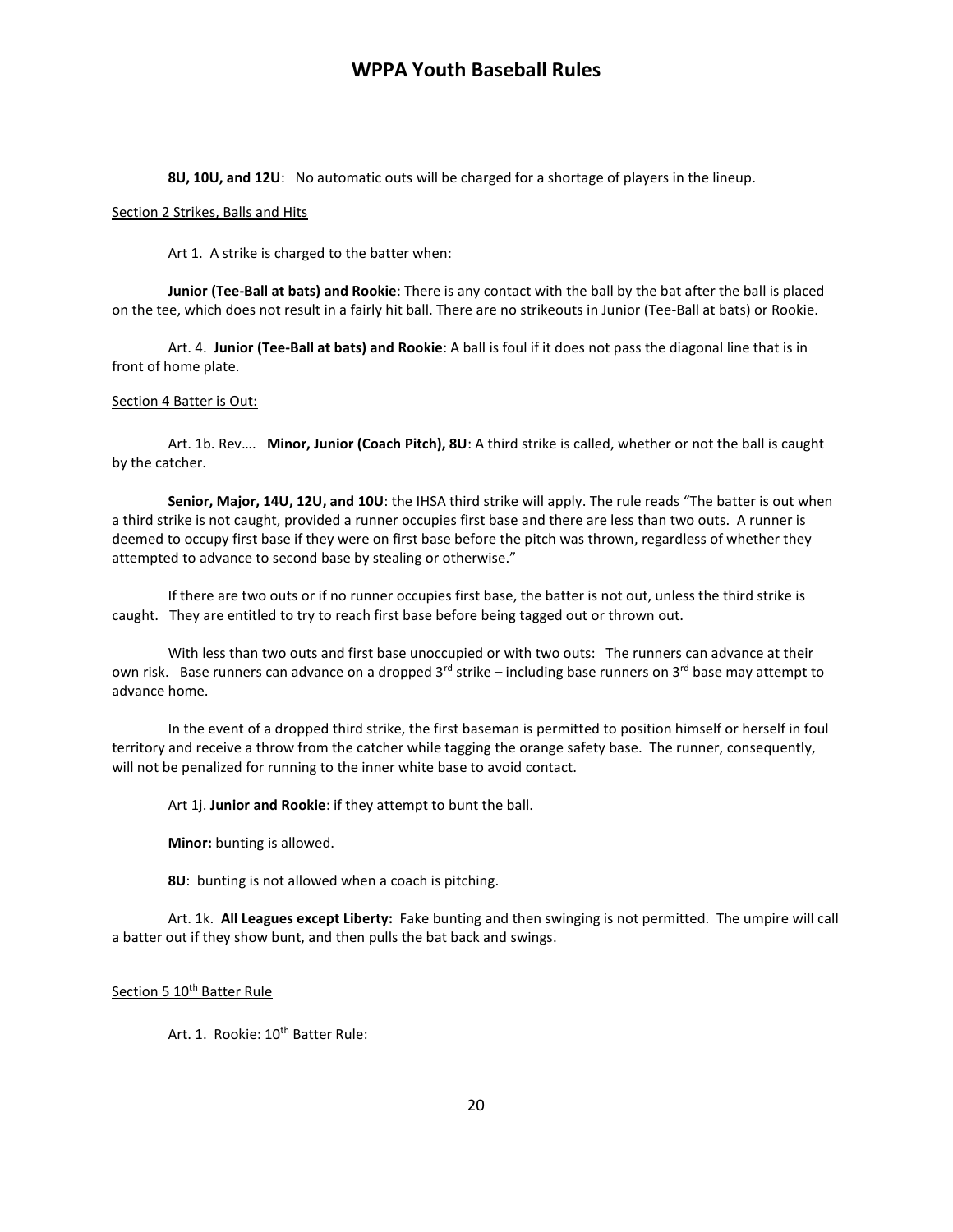**8U, 10U, and 12U**: No automatic outs will be charged for a shortage of players in the lineup.

Section 2 Strikes, Balls and Hits

Art 1. A strike is charged to the batter when:

**Junior (Tee-Ball at bats) and Rookie**: There is any contact with the ball by the bat after the ball is placed on the tee, which does not result in a fairly hit ball. There are no strikeouts in Junior (Tee-Ball at bats) or Rookie.

Art. 4. **Junior (Tee-Ball at bats) and Rookie**: A ball is foul if it does not pass the diagonal line that is in front of home plate.

Section 4 Batter is Out:

Art. 1b. Rev…. **Minor, Junior (Coach Pitch), 8U**: A third strike is called, whether or not the ball is caught by the catcher.

**Senior, Major, 14U, 12U, and 10U**: the IHSA third strike will apply. The rule reads "The batter is out when a third strike is not caught, provided a runner occupies first base and there are less than two outs. A runner is deemed to occupy first base if they were on first base before the pitch was thrown, regardless of whether they attempted to advance to second base by stealing or otherwise."

If there are two outs or if no runner occupies first base, the batter is not out, unless the third strike is caught. They are entitled to try to reach first base before being tagged out or thrown out.

With less than two outs and first base unoccupied or with two outs: The runners can advance at their own risk. Base runners can advance on a dropped 3rd strike – including base runners on 3rd base may attempt to advance home.

In the event of a dropped third strike, the first baseman is permitted to position himself or herself in foul territory and receive a throw from the catcher while tagging the orange safety base. The runner, consequently, will not be penalized for running to the inner white base to avoid contact.

Art 1j. **Junior and Rookie**: if they attempt to bunt the ball.

**Minor:** bunting is allowed.

**8U**: bunting is not allowed when a coach is pitching.

Art. 1k. **All Leagues except Liberty:** Fake bunting and then swinging is not permitted. The umpire will call a batter out if they show bunt, and then pulls the bat back and swings.

Section 5 10th Batter Rule

Art. 1. Rookie: 10th Batter Rule: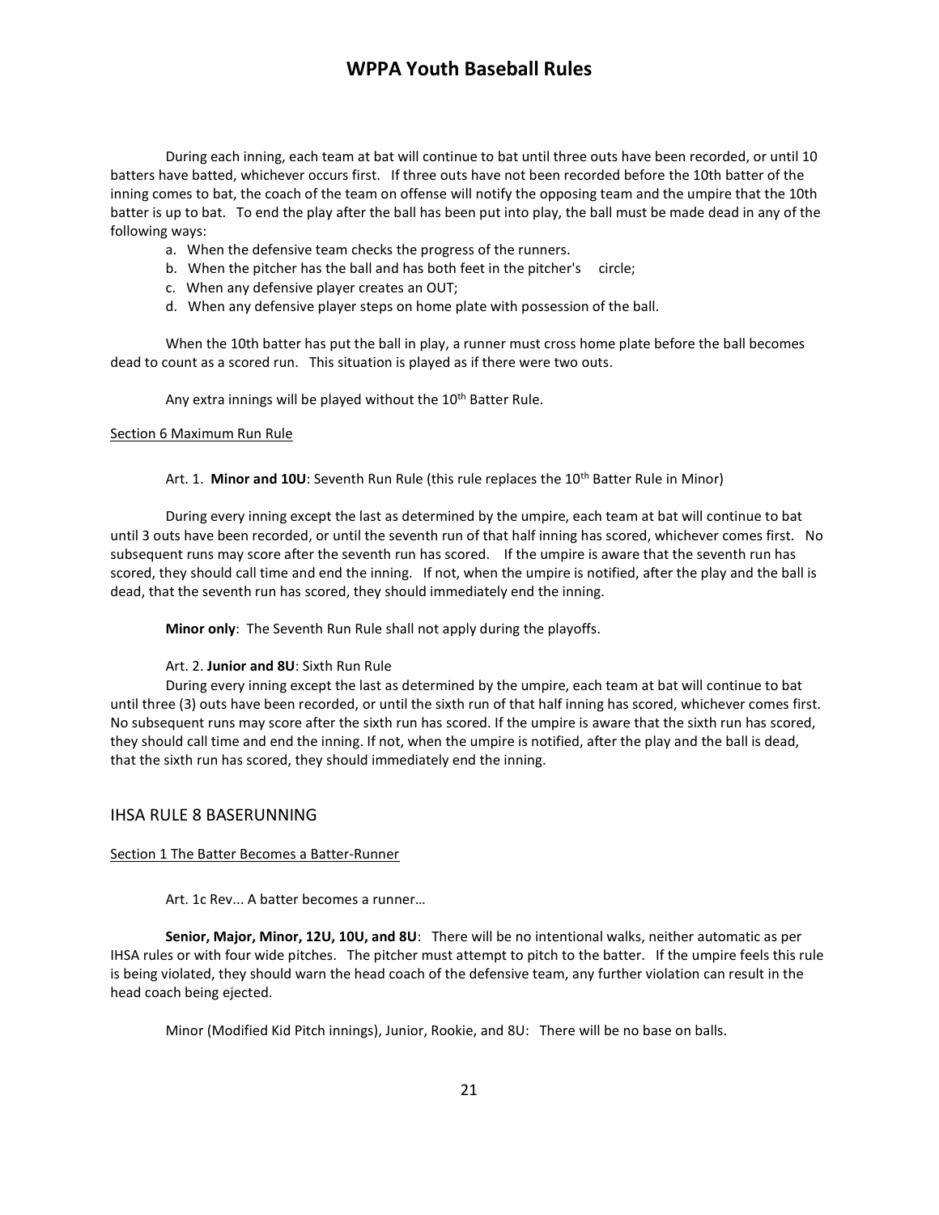During each inning, each team at bat will continue to bat until three outs have been recorded, or until 10 batters have batted, whichever occurs first. If three outs have not been recorded before the 10th batter of the inning comes to bat, the coach of the team on offense will notify the opposing team and the umpire that the 10th batter is up to bat. To end the play after the ball has been put into play, the ball must be made dead in any of the following ways:

a. When the defensive team checks the progress of the runners.
b. When the pitcher has the ball and has both feet in the pitcher's circle;
c. When any defensive player creates an OUT;
d. When any defensive player steps on home plate with possession of the ball.

When the 10th batter has put the ball in play, a runner must cross home plate before the ball becomes dead to count as a scored run. This situation is played as if there were two outs.

Any extra innings will be played without the 10th Batter Rule.

Section 6 Maximum Run Rule

Art. 1. **Minor and 10U**: Seventh Run Rule (this rule replaces the 10th Batter Rule in Minor)

During every inning except the last as determined by the umpire, each team at bat will continue to bat until 3 outs have been recorded, or until the seventh run of that half inning has scored, whichever comes first. No subsequent runs may score after the seventh run has scored. If the umpire is aware that the seventh run has scored, they should call time and end the inning. If not, when the umpire is notified, after the play and the ball is dead, that the seventh run has scored, they should immediately end the inning.

**Minor only**: The Seventh Run Rule shall not apply during the playoffs.

Art. 2. **Junior and 8U**: Sixth Run Rule

During every inning except the last as determined by the umpire, each team at bat will continue to bat until three (3) outs have been recorded, or until the sixth run of that half inning has scored, whichever comes first. No subsequent runs may score after the sixth run has scored. If the umpire is aware that the sixth run has scored, they should call time and end the inning. If not, when the umpire is notified, after the play and the ball is dead, that the sixth run has scored, they should immediately end the inning.

## IHSA RULE 8 BASERUNNING

Section 1 The Batter Becomes a Batter-Runner

Art. 1c Rev... A batter becomes a runner…

**Senior, Major, Minor, 12U, 10U, and 8U**: There will be no intentional walks, neither automatic as per IHSA rules or with four wide pitches. The pitcher must attempt to pitch to the batter. If the umpire feels this rule is being violated, they should warn the head coach of the defensive team, any further violation can result in the head coach being ejected.

Minor (Modified Kid Pitch innings), Junior, Rookie, and 8U: There will be no base on balls.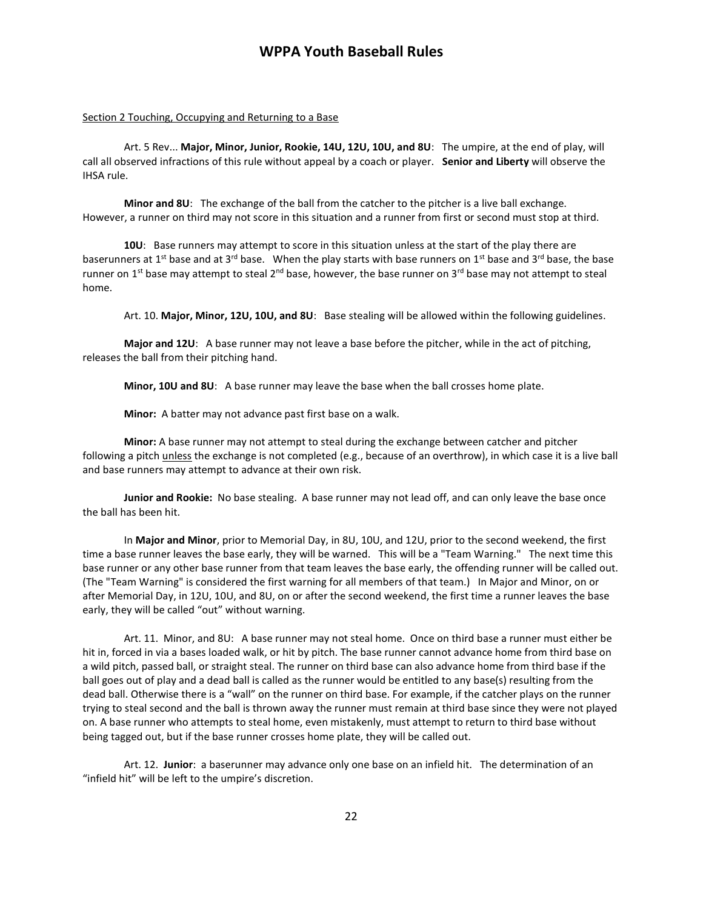Section 2 Touching, Occupying and Returning to a Base

Art. 5 Rev... **Major, Minor, Junior, Rookie, 14U, 12U, 10U, and 8U**: The umpire, at the end of play, will call all observed infractions of this rule without appeal by a coach or player. **Senior and Liberty** will observe the IHSA rule.

**Minor and 8U**: The exchange of the ball from the catcher to the pitcher is a live ball exchange. However, a runner on third may not score in this situation and a runner from first or second must stop at third.

**10U**: Base runners may attempt to score in this situation unless at the start of the play there are baserunners at 1st base and at 3rd base. When the play starts with base runners on 1st base and 3rd base, the base runner on 1st base may attempt to steal 2nd base, however, the base runner on 3rd base may not attempt to steal home.

Art. 10. **Major, Minor, 12U, 10U, and 8U**: Base stealing will be allowed within the following guidelines.

**Major and 12U**: A base runner may not leave a base before the pitcher, while in the act of pitching, releases the ball from their pitching hand.

**Minor, 10U and 8U**: A base runner may leave the base when the ball crosses home plate.

**Minor:** A batter may not advance past first base on a walk.

**Minor:** A base runner may not attempt to steal during the exchange between catcher and pitcher following a pitch <u>unless</u> the exchange is not completed (e.g., because of an overthrow), in which case it is a live ball and base runners may attempt to advance at their own risk.

**Junior and Rookie:** No base stealing. A base runner may not lead off, and can only leave the base once the ball has been hit.

In **Major and Minor**, prior to Memorial Day, in 8U, 10U, and 12U, prior to the second weekend, the first time a base runner leaves the base early, they will be warned. This will be a "Team Warning." The next time this base runner or any other base runner from that team leaves the base early, the offending runner will be called out. (The "Team Warning" is considered the first warning for all members of that team.) In Major and Minor, on or after Memorial Day, in 12U, 10U, and 8U, on or after the second weekend, the first time a runner leaves the base early, they will be called "out" without warning.

Art. 11. Minor, and 8U: A base runner may not steal home. Once on third base a runner must either be hit in, forced in via a bases loaded walk, or hit by pitch. The base runner cannot advance home from third base on a wild pitch, passed ball, or straight steal. The runner on third base can also advance home from third base if the ball goes out of play and a dead ball is called as the runner would be entitled to any base(s) resulting from the dead ball. Otherwise there is a "wall" on the runner on third base. For example, if the catcher plays on the runner trying to steal second and the ball is thrown away the runner must remain at third base since they were not played on. A base runner who attempts to steal home, even mistakenly, must attempt to return to third base without being tagged out, but if the base runner crosses home plate, they will be called out.

Art. 12. **Junior**: a baserunner may advance only one base on an infield hit. The determination of an "infield hit" will be left to the umpire's discretion.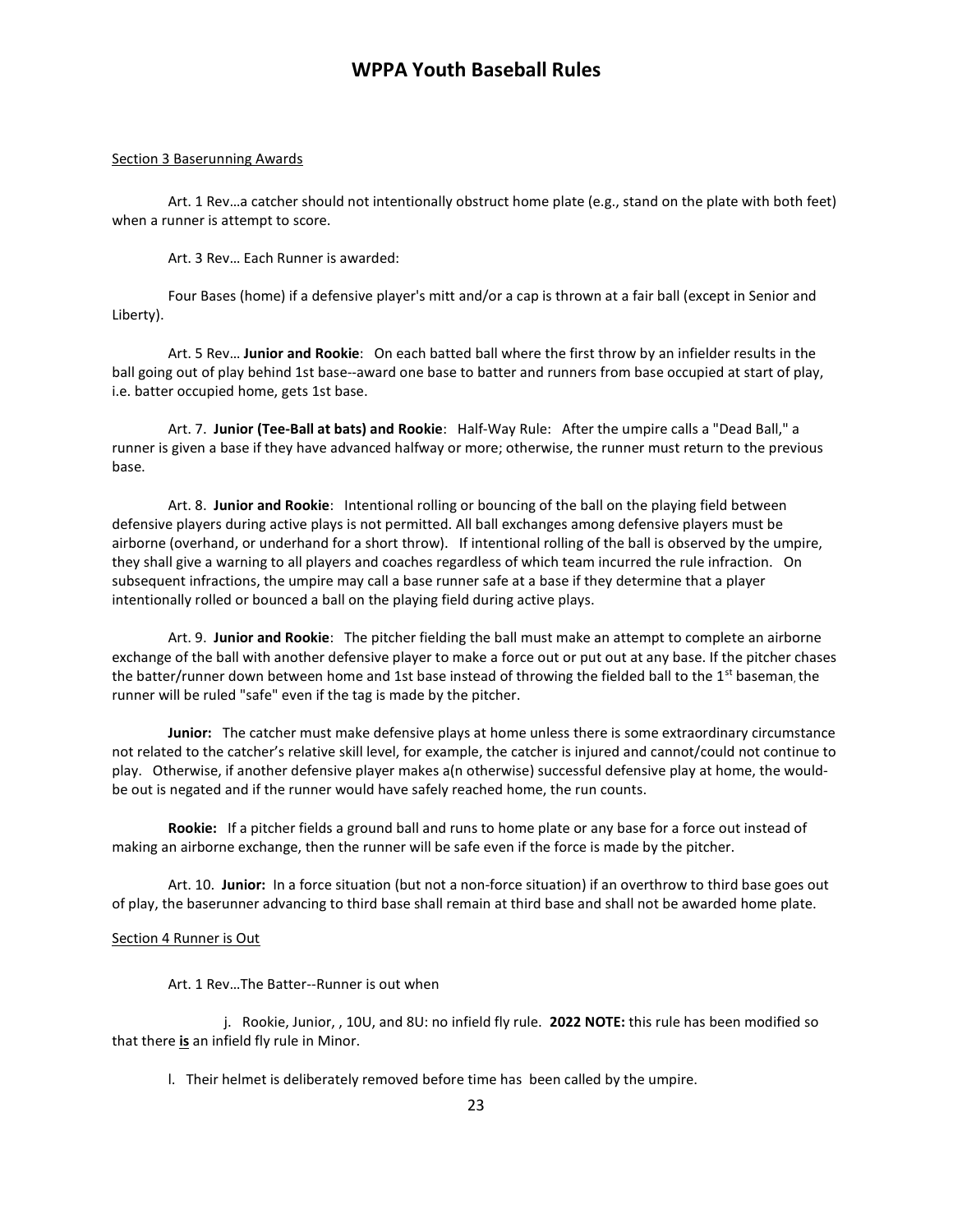Section 3 Baserunning Awards

Art. 1 Rev…a catcher should not intentionally obstruct home plate (e.g., stand on the plate with both feet) when a runner is attempt to score.

Art. 3 Rev… Each Runner is awarded:

Four Bases (home) if a defensive player's mitt and/or a cap is thrown at a fair ball (except in Senior and Liberty).

Art. 5 Rev… **Junior and Rookie**: On each batted ball where the first throw by an infielder results in the ball going out of play behind 1st base--award one base to batter and runners from base occupied at start of play, i.e. batter occupied home, gets 1st base.

Art. 7. **Junior (Tee-Ball at bats) and Rookie**: Half-Way Rule: After the umpire calls a "Dead Ball," a runner is given a base if they have advanced halfway or more; otherwise, the runner must return to the previous base.

Art. 8. **Junior and Rookie**: Intentional rolling or bouncing of the ball on the playing field between defensive players during active plays is not permitted. All ball exchanges among defensive players must be airborne (overhand, or underhand for a short throw). If intentional rolling of the ball is observed by the umpire, they shall give a warning to all players and coaches regardless of which team incurred the rule infraction. On subsequent infractions, the umpire may call a base runner safe at a base if they determine that a player intentionally rolled or bounced a ball on the playing field during active plays.

Art. 9. **Junior and Rookie**: The pitcher fielding the ball must make an attempt to complete an airborne exchange of the ball with another defensive player to make a force out or put out at any base. If the pitcher chases the batter/runner down between home and 1st base instead of throwing the fielded ball to the 1st baseman, the runner will be ruled "safe" even if the tag is made by the pitcher.

**Junior:** The catcher must make defensive plays at home unless there is some extraordinary circumstance not related to the catcher's relative skill level, for example, the catcher is injured and cannot/could not continue to play. Otherwise, if another defensive player makes a(n otherwise) successful defensive play at home, the would-be out is negated and if the runner would have safely reached home, the run counts.

**Rookie:** If a pitcher fields a ground ball and runs to home plate or any base for a force out instead of making an airborne exchange, then the runner will be safe even if the force is made by the pitcher.

Art. 10. **Junior:** In a force situation (but not a non-force situation) if an overthrow to third base goes out of play, the baserunner advancing to third base shall remain at third base and shall not be awarded home plate.

Section 4 Runner is Out

Art. 1 Rev…The Batter--Runner is out when

j. Rookie, Junior, , 10U, and 8U: no infield fly rule. **2022 NOTE:** this rule has been modified so that there **is** an infield fly rule in Minor.

l. Their helmet is deliberately removed before time has been called by the umpire.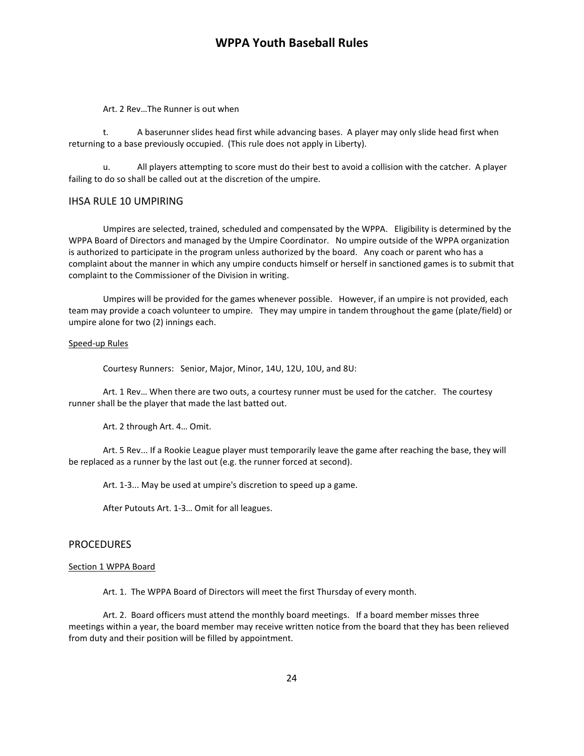Art. 2 Rev…The Runner is out when

t. A baserunner slides head first while advancing bases. A player may only slide head first when returning to a base previously occupied. (This rule does not apply in Liberty).

u. All players attempting to score must do their best to avoid a collision with the catcher. A player failing to do so shall be called out at the discretion of the umpire.

## IHSA RULE 10 UMPIRING

Umpires are selected, trained, scheduled and compensated by the WPPA. Eligibility is determined by the WPPA Board of Directors and managed by the Umpire Coordinator. No umpire outside of the WPPA organization is authorized to participate in the program unless authorized by the board. Any coach or parent who has a complaint about the manner in which any umpire conducts himself or herself in sanctioned games is to submit that complaint to the Commissioner of the Division in writing.

Umpires will be provided for the games whenever possible. However, if an umpire is not provided, each team may provide a coach volunteer to umpire. They may umpire in tandem throughout the game (plate/field) or umpire alone for two (2) innings each.

### Speed-up Rules

Courtesy Runners: Senior, Major, Minor, 14U, 12U, 10U, and 8U:

Art. 1 Rev… When there are two outs, a courtesy runner must be used for the catcher. The courtesy runner shall be the player that made the last batted out.

Art. 2 through Art. 4… Omit.

Art. 5 Rev... If a Rookie League player must temporarily leave the game after reaching the base, they will be replaced as a runner by the last out (e.g. the runner forced at second).

Art. 1-3... May be used at umpire's discretion to speed up a game.

After Putouts Art. 1-3… Omit for all leagues.

## PROCEDURES

### Section 1 WPPA Board

Art. 1. The WPPA Board of Directors will meet the first Thursday of every month.

Art. 2. Board officers must attend the monthly board meetings. If a board member misses three meetings within a year, the board member may receive written notice from the board that they has been relieved from duty and their position will be filled by appointment.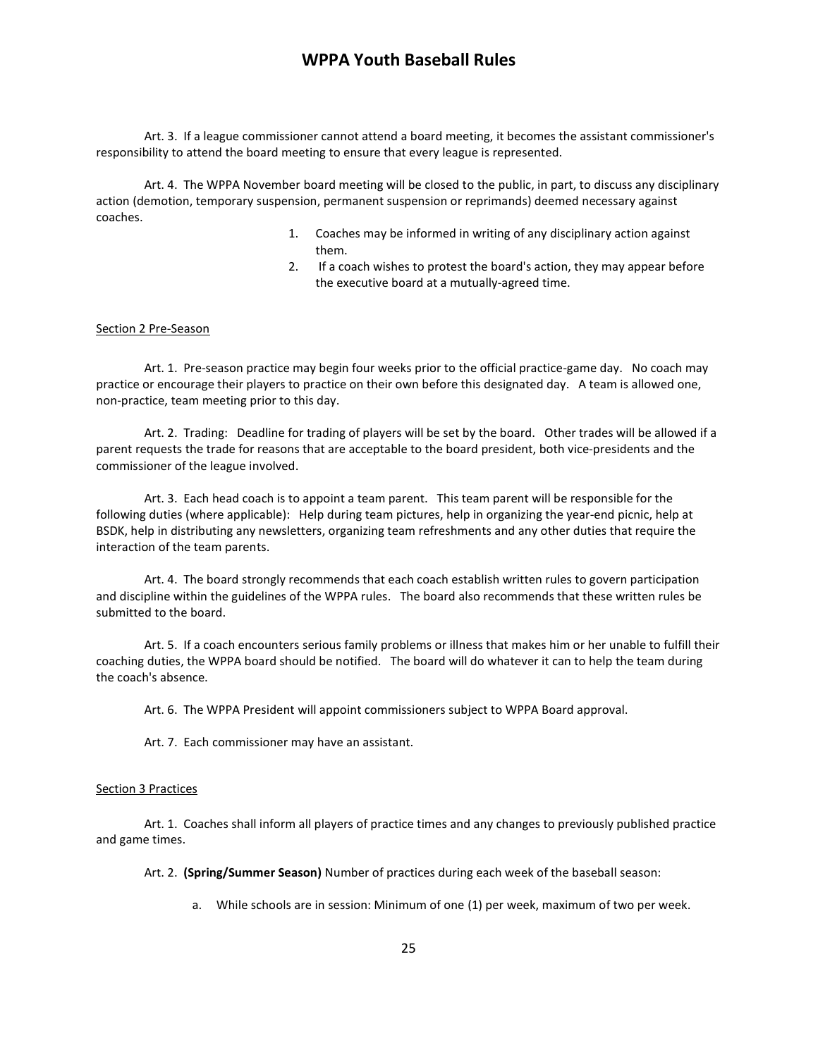Art. 3. If a league commissioner cannot attend a board meeting, it becomes the assistant commissioner's responsibility to attend the board meeting to ensure that every league is represented.

Art. 4. The WPPA November board meeting will be closed to the public, in part, to discuss any disciplinary action (demotion, temporary suspension, permanent suspension or reprimands) deemed necessary against coaches.

1. Coaches may be informed in writing of any disciplinary action against them.
2. If a coach wishes to protest the board's action, they may appear before the executive board at a mutually-agreed time.

Section 2 Pre-Season

Art. 1. Pre-season practice may begin four weeks prior to the official practice-game day. No coach may practice or encourage their players to practice on their own before this designated day. A team is allowed one, non-practice, team meeting prior to this day.

Art. 2. Trading: Deadline for trading of players will be set by the board. Other trades will be allowed if a parent requests the trade for reasons that are acceptable to the board president, both vice-presidents and the commissioner of the league involved.

Art. 3. Each head coach is to appoint a team parent. This team parent will be responsible for the following duties (where applicable): Help during team pictures, help in organizing the year-end picnic, help at BSDK, help in distributing any newsletters, organizing team refreshments and any other duties that require the interaction of the team parents.

Art. 4. The board strongly recommends that each coach establish written rules to govern participation and discipline within the guidelines of the WPPA rules. The board also recommends that these written rules be submitted to the board.

Art. 5. If a coach encounters serious family problems or illness that makes him or her unable to fulfill their coaching duties, the WPPA board should be notified. The board will do whatever it can to help the team during the coach's absence.

Art. 6. The WPPA President will appoint commissioners subject to WPPA Board approval.

Art. 7. Each commissioner may have an assistant.

Section 3 Practices

Art. 1. Coaches shall inform all players of practice times and any changes to previously published practice and game times.

Art. 2. **(Spring/Summer Season)** Number of practices during each week of the baseball season:

a. While schools are in session: Minimum of one (1) per week, maximum of two per week.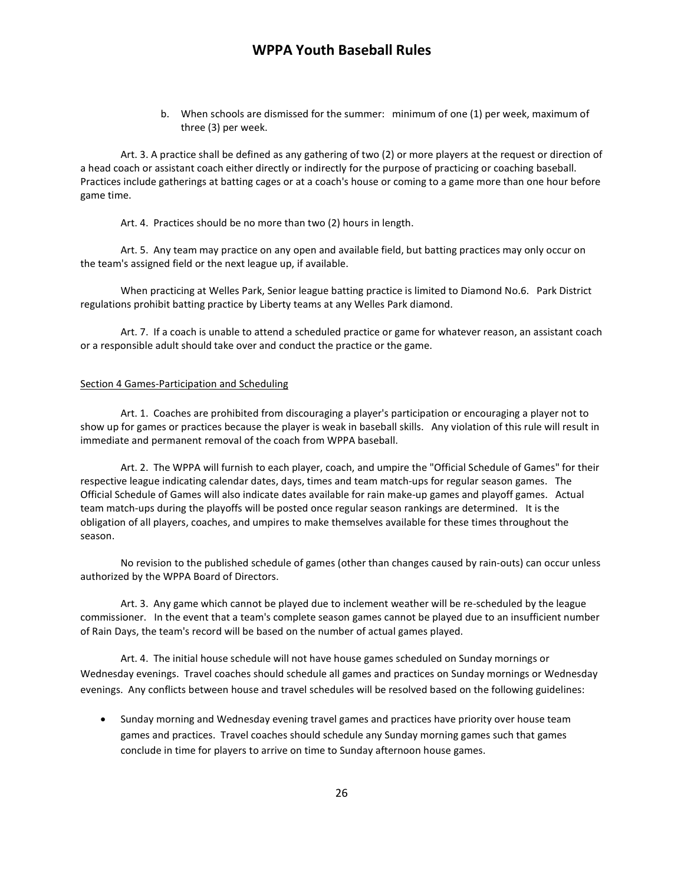b. When schools are dismissed for the summer: minimum of one (1) per week, maximum of three (3) per week.

Art. 3. A practice shall be defined as any gathering of two (2) or more players at the request or direction of a head coach or assistant coach either directly or indirectly for the purpose of practicing or coaching baseball. Practices include gatherings at batting cages or at a coach's house or coming to a game more than one hour before game time.

Art. 4. Practices should be no more than two (2) hours in length.

Art. 5. Any team may practice on any open and available field, but batting practices may only occur on the team's assigned field or the next league up, if available.

When practicing at Welles Park, Senior league batting practice is limited to Diamond No.6. Park District regulations prohibit batting practice by Liberty teams at any Welles Park diamond.

Art. 7. If a coach is unable to attend a scheduled practice or game for whatever reason, an assistant coach or a responsible adult should take over and conduct the practice or the game.

Section 4 Games-Participation and Scheduling

Art. 1. Coaches are prohibited from discouraging a player's participation or encouraging a player not to show up for games or practices because the player is weak in baseball skills. Any violation of this rule will result in immediate and permanent removal of the coach from WPPA baseball.

Art. 2. The WPPA will furnish to each player, coach, and umpire the "Official Schedule of Games" for their respective league indicating calendar dates, days, times and team match-ups for regular season games. The Official Schedule of Games will also indicate dates available for rain make-up games and playoff games. Actual team match-ups during the playoffs will be posted once regular season rankings are determined. It is the obligation of all players, coaches, and umpires to make themselves available for these times throughout the season.

No revision to the published schedule of games (other than changes caused by rain-outs) can occur unless authorized by the WPPA Board of Directors.

Art. 3. Any game which cannot be played due to inclement weather will be re-scheduled by the league commissioner. In the event that a team's complete season games cannot be played due to an insufficient number of Rain Days, the team's record will be based on the number of actual games played.

Art. 4. The initial house schedule will not have house games scheduled on Sunday mornings or Wednesday evenings. Travel coaches should schedule all games and practices on Sunday mornings or Wednesday evenings. Any conflicts between house and travel schedules will be resolved based on the following guidelines:

- Sunday morning and Wednesday evening travel games and practices have priority over house team games and practices. Travel coaches should schedule any Sunday morning games such that games conclude in time for players to arrive on time to Sunday afternoon house games.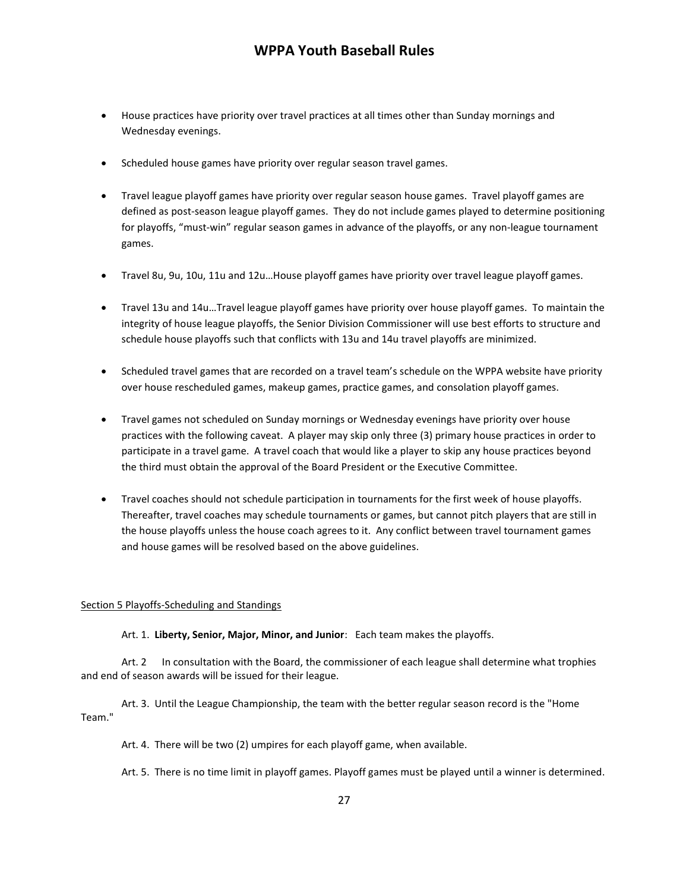- House practices have priority over travel practices at all times other than Sunday mornings and Wednesday evenings.

- Scheduled house games have priority over regular season travel games.

- Travel league playoff games have priority over regular season house games. Travel playoff games are defined as post-season league playoff games. They do not include games played to determine positioning for playoffs, "must-win" regular season games in advance of the playoffs, or any non-league tournament games.

- Travel 8u, 9u, 10u, 11u and 12u…House playoff games have priority over travel league playoff games.

- Travel 13u and 14u…Travel league playoff games have priority over house playoff games. To maintain the integrity of house league playoffs, the Senior Division Commissioner will use best efforts to structure and schedule house playoffs such that conflicts with 13u and 14u travel playoffs are minimized.

- Scheduled travel games that are recorded on a travel team's schedule on the WPPA website have priority over house rescheduled games, makeup games, practice games, and consolation playoff games.

- Travel games not scheduled on Sunday mornings or Wednesday evenings have priority over house practices with the following caveat. A player may skip only three (3) primary house practices in order to participate in a travel game. A travel coach that would like a player to skip any house practices beyond the third must obtain the approval of the Board President or the Executive Committee.

- Travel coaches should not schedule participation in tournaments for the first week of house playoffs. Thereafter, travel coaches may schedule tournaments or games, but cannot pitch players that are still in the house playoffs unless the house coach agrees to it. Any conflict between travel tournament games and house games will be resolved based on the above guidelines.

Section 5 Playoffs-Scheduling and Standings

Art. 1. **Liberty, Senior, Major, Minor, and Junior**: Each team makes the playoffs.

Art. 2 In consultation with the Board, the commissioner of each league shall determine what trophies and end of season awards will be issued for their league.

Art. 3. Until the League Championship, the team with the better regular season record is the "Home Team."

Art. 4. There will be two (2) umpires for each playoff game, when available.

Art. 5. There is no time limit in playoff games. Playoff games must be played until a winner is determined.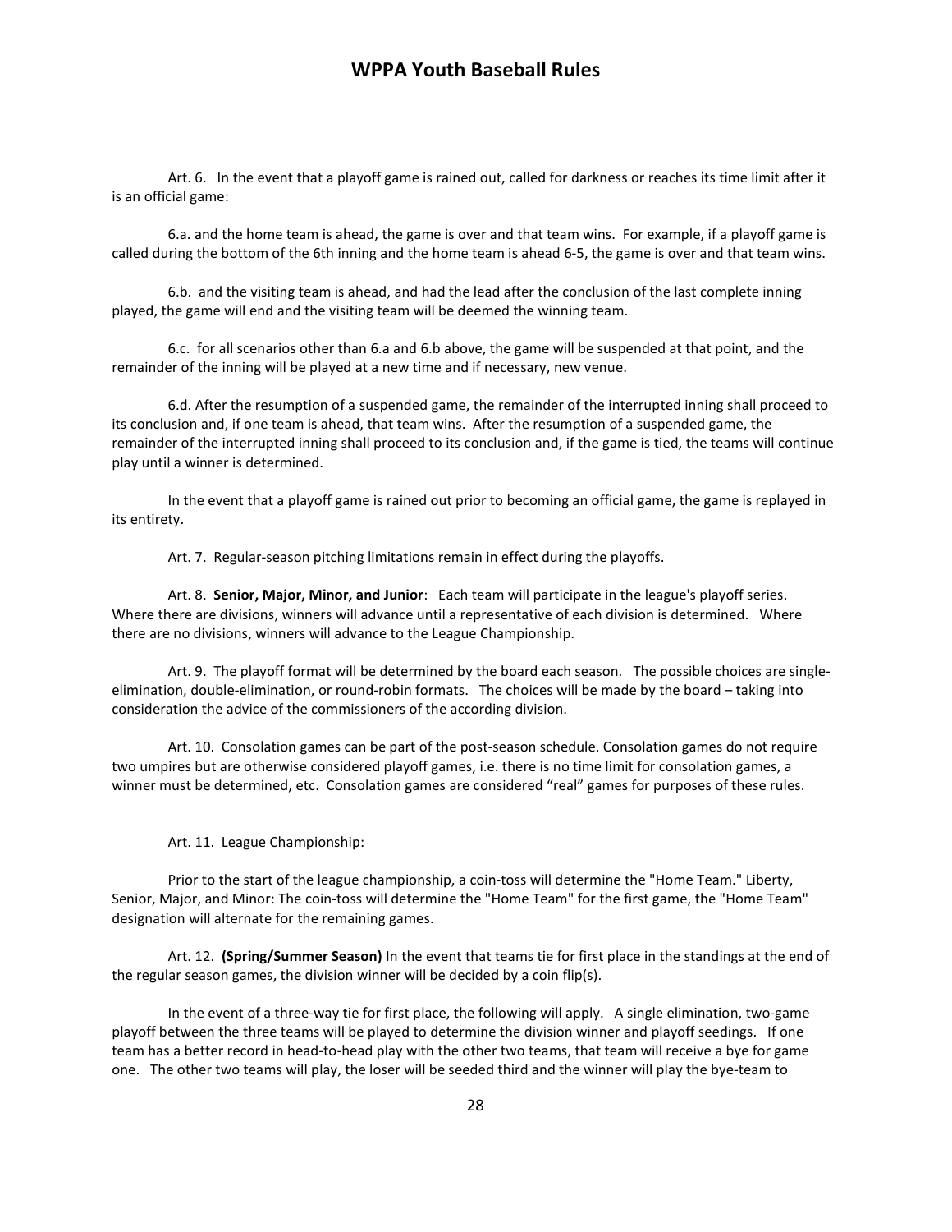Art. 6. In the event that a playoff game is rained out, called for darkness or reaches its time limit after it is an official game:

6.a. and the home team is ahead, the game is over and that team wins. For example, if a playoff game is called during the bottom of the 6th inning and the home team is ahead 6-5, the game is over and that team wins.

6.b. and the visiting team is ahead, and had the lead after the conclusion of the last complete inning played, the game will end and the visiting team will be deemed the winning team.

6.c. for all scenarios other than 6.a and 6.b above, the game will be suspended at that point, and the remainder of the inning will be played at a new time and if necessary, new venue.

6.d. After the resumption of a suspended game, the remainder of the interrupted inning shall proceed to its conclusion and, if one team is ahead, that team wins. After the resumption of a suspended game, the remainder of the interrupted inning shall proceed to its conclusion and, if the game is tied, the teams will continue play until a winner is determined.

In the event that a playoff game is rained out prior to becoming an official game, the game is replayed in its entirety.

Art. 7. Regular-season pitching limitations remain in effect during the playoffs.

Art. 8. **Senior, Major, Minor, and Junior**: Each team will participate in the league's playoff series. Where there are divisions, winners will advance until a representative of each division is determined. Where there are no divisions, winners will advance to the League Championship.

Art. 9. The playoff format will be determined by the board each season. The possible choices are single-elimination, double-elimination, or round-robin formats. The choices will be made by the board – taking into consideration the advice of the commissioners of the according division.

Art. 10. Consolation games can be part of the post-season schedule. Consolation games do not require two umpires but are otherwise considered playoff games, i.e. there is no time limit for consolation games, a winner must be determined, etc. Consolation games are considered "real" games for purposes of these rules.

Art. 11. League Championship:

Prior to the start of the league championship, a coin-toss will determine the "Home Team." Liberty, Senior, Major, and Minor: The coin-toss will determine the "Home Team" for the first game, the "Home Team" designation will alternate for the remaining games.

Art. 12. **(Spring/Summer Season)** In the event that teams tie for first place in the standings at the end of the regular season games, the division winner will be decided by a coin flip(s).

In the event of a three-way tie for first place, the following will apply. A single elimination, two-game playoff between the three teams will be played to determine the division winner and playoff seedings. If one team has a better record in head-to-head play with the other two teams, that team will receive a bye for game one. The other two teams will play, the loser will be seeded third and the winner will play the bye-team to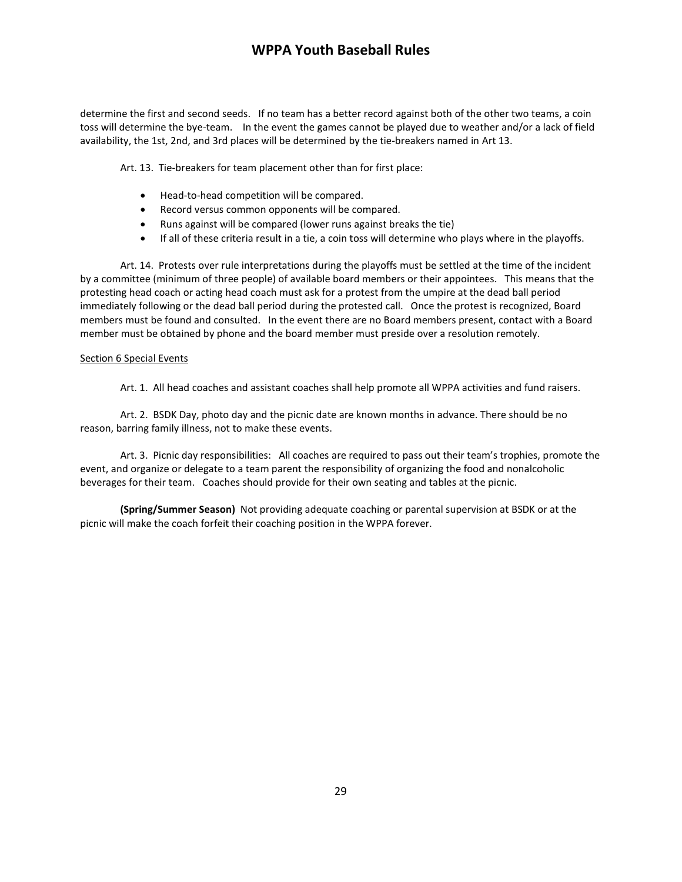determine the first and second seeds. If no team has a better record against both of the other two teams, a coin toss will determine the bye-team. In the event the games cannot be played due to weather and/or a lack of field availability, the 1st, 2nd, and 3rd places will be determined by the tie-breakers named in Art 13.

Art. 13. Tie-breakers for team placement other than for first place:

- Head-to-head competition will be compared.
- Record versus common opponents will be compared.
- Runs against will be compared (lower runs against breaks the tie)
- If all of these criteria result in a tie, a coin toss will determine who plays where in the playoffs.

Art. 14. Protests over rule interpretations during the playoffs must be settled at the time of the incident by a committee (minimum of three people) of available board members or their appointees. This means that the protesting head coach or acting head coach must ask for a protest from the umpire at the dead ball period immediately following or the dead ball period during the protested call. Once the protest is recognized, Board members must be found and consulted. In the event there are no Board members present, contact with a Board member must be obtained by phone and the board member must preside over a resolution remotely.

Section 6 Special Events

Art. 1. All head coaches and assistant coaches shall help promote all WPPA activities and fund raisers.

Art. 2. BSDK Day, photo day and the picnic date are known months in advance. There should be no reason, barring family illness, not to make these events.

Art. 3. Picnic day responsibilities: All coaches are required to pass out their team's trophies, promote the event, and organize or delegate to a team parent the responsibility of organizing the food and nonalcoholic beverages for their team. Coaches should provide for their own seating and tables at the picnic.

**(Spring/Summer Season)** Not providing adequate coaching or parental supervision at BSDK or at the picnic will make the coach forfeit their coaching position in the WPPA forever.